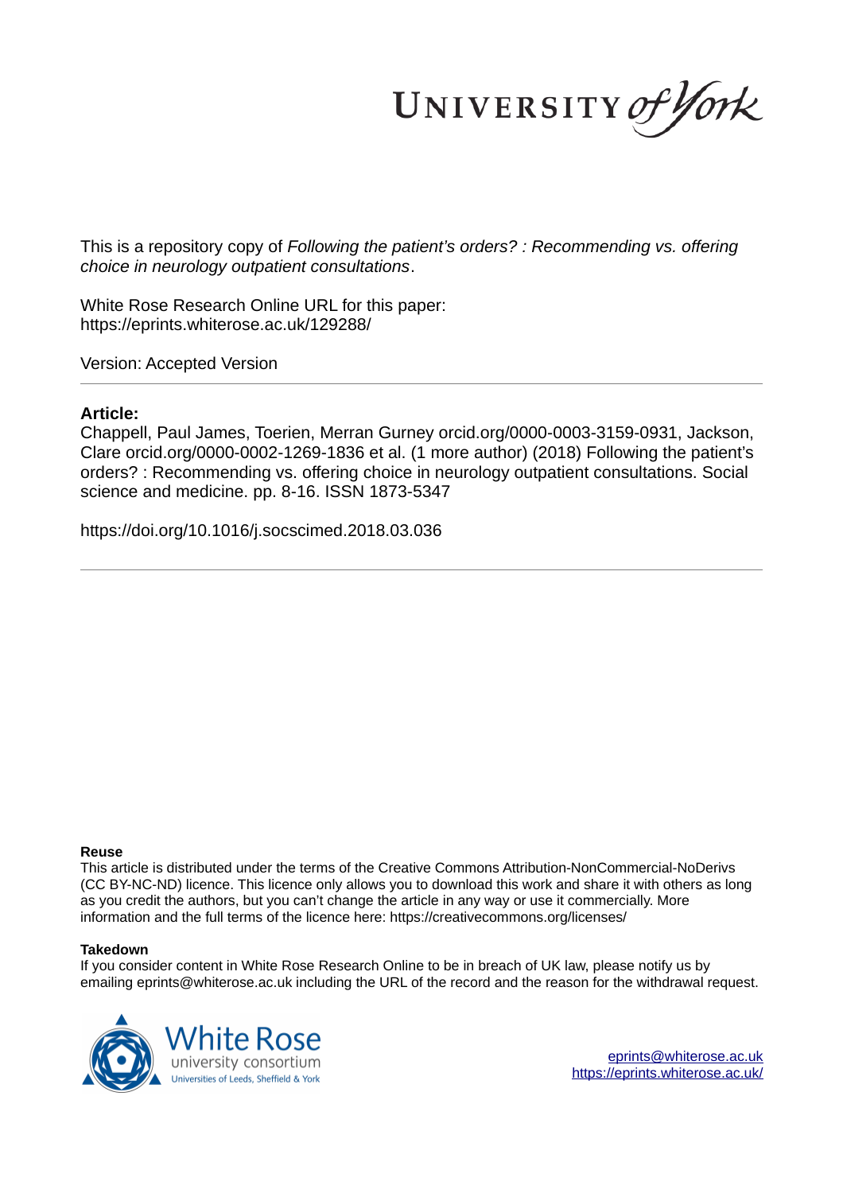This is a repository copy of *Following the patient's orders? : Recommending vs. offering choice in neurology outpatient consultations*.

White Rose Research Online URL for this paper:
https://eprints.whiterose.ac.uk/129288/

Version: Accepted Version

**Article:**

Chappell, Paul James, Toerien, Merran Gurney orcid.org/0000-0003-3159-0931, Jackson, Clare orcid.org/0000-0002-1269-1836 et al. (1 more author) (2018) Following the patient's orders? : Recommending vs. offering choice in neurology outpatient consultations. Social science and medicine. pp. 8-16. ISSN 1873-5347

https://doi.org/10.1016/j.socscimed.2018.03.036

**Reuse**

This article is distributed under the terms of the Creative Commons Attribution-NonCommercial-NoDerivs (CC BY-NC-ND) licence. This licence only allows you to download this work and share it with others as long as you credit the authors, but you can't change the article in any way or use it commercially. More information and the full terms of the licence here: https://creativecommons.org/licenses/

**Takedown**

If you consider content in White Rose Research Online to be in breach of UK law, please notify us by emailing eprints@whiterose.ac.uk including the URL of the record and the reason for the withdrawal request.

eprints@whiterose.ac.uk
https://eprints.whiterose.ac.uk/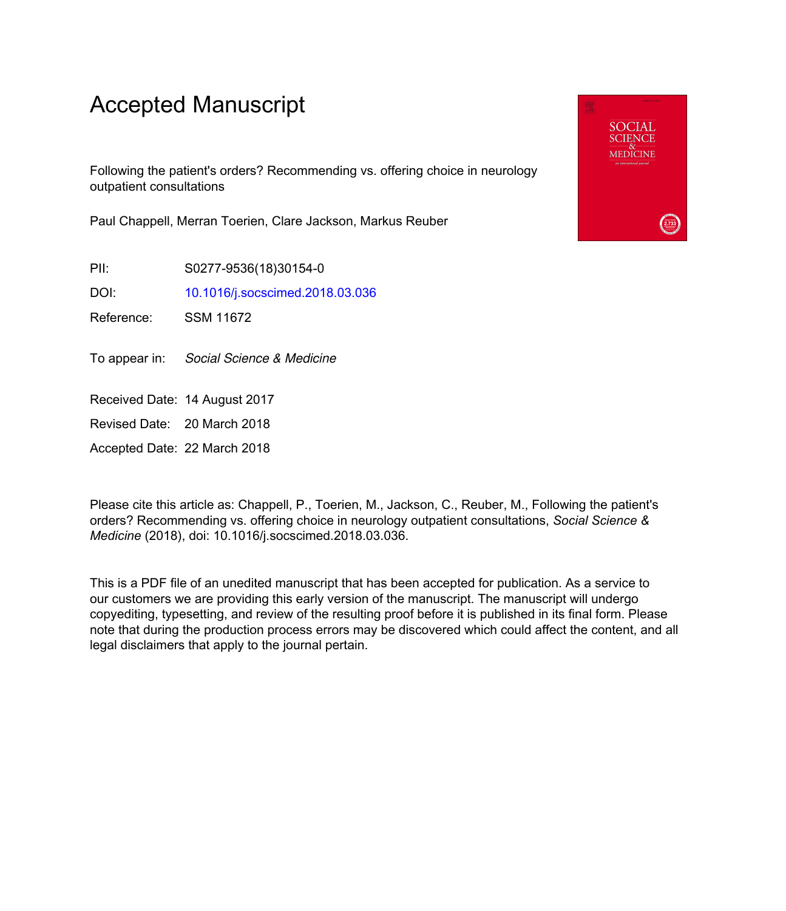# Accepted Manuscript

Following the patient's orders? Recommending vs. offering choice in neurology outpatient consultations

Paul Chappell, Merran Toerien, Clare Jackson, Markus Reuber

PII: S0277-9536(18)30154-0

DOI: 10.1016/j.socscimed.2018.03.036

Reference: SSM 11672

To appear in: *Social Science & Medicine*

Received Date: 14 August 2017

Revised Date: 20 March 2018

Accepted Date: 22 March 2018

Please cite this article as: Chappell, P., Toerien, M., Jackson, C., Reuber, M., Following the patient's orders? Recommending vs. offering choice in neurology outpatient consultations, *Social Science & Medicine* (2018), doi: 10.1016/j.socscimed.2018.03.036.

This is a PDF file of an unedited manuscript that has been accepted for publication. As a service to our customers we are providing this early version of the manuscript. The manuscript will undergo copyediting, typesetting, and review of the resulting proof before it is published in its final form. Please note that during the production process errors may be discovered which could affect the content, and all legal disclaimers that apply to the journal pertain.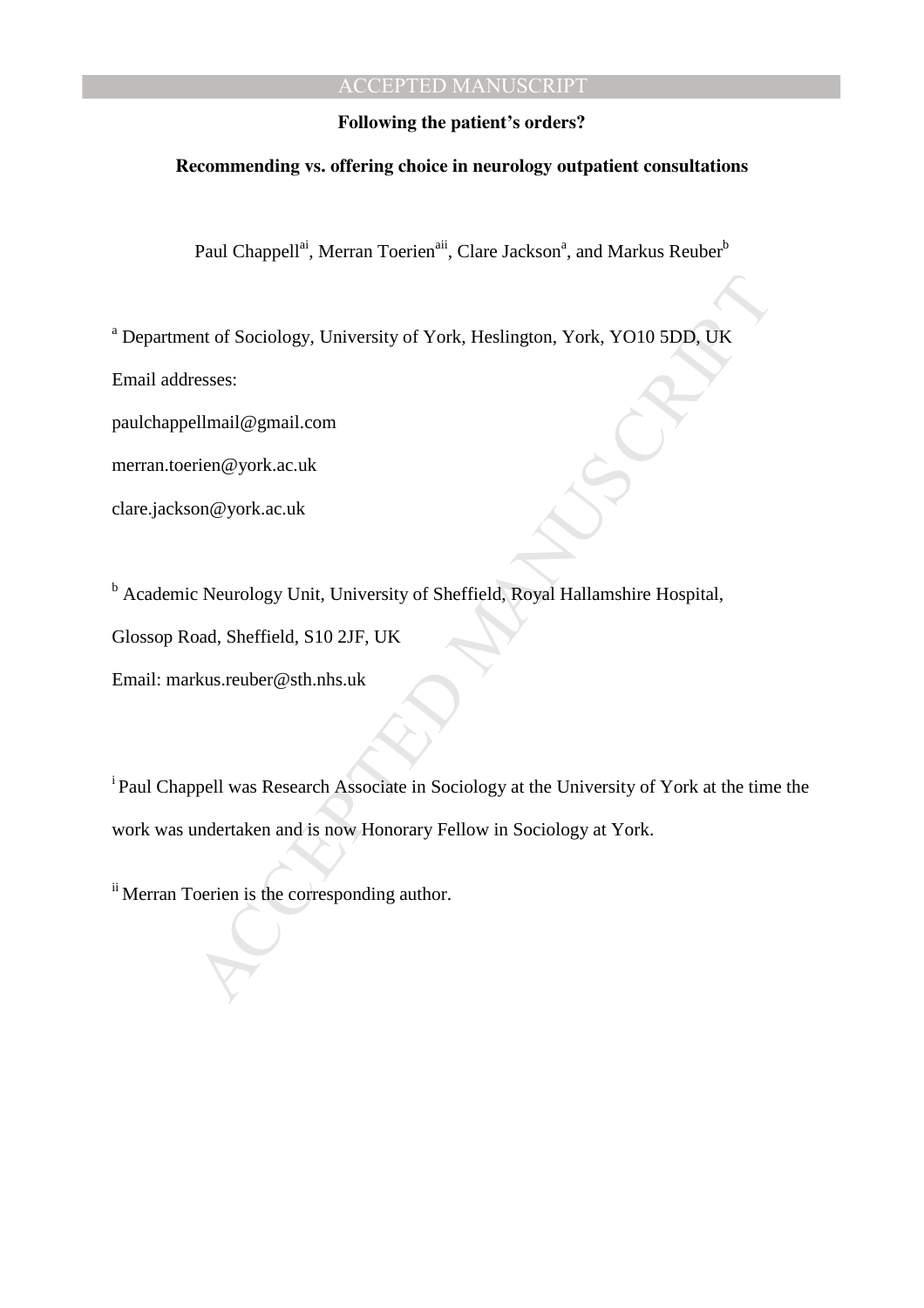**Following the patient's orders?**

**Recommending vs. offering choice in neurology outpatient consultations**

Paul Chappell[ai], Merran Toerien[aii], Clare Jackson[a], and Markus Reuber[b]

[a] Department of Sociology, University of York, Heslington, York, YO10 5DD, UK

Email addresses:

paulchappellmail@gmail.com

merran.toerien@york.ac.uk

clare.jackson@york.ac.uk

[b] Academic Neurology Unit, University of Sheffield, Royal Hallamshire Hospital, Glossop Road, Sheffield, S10 2JF, UK

Email: markus.reuber@sth.nhs.uk

[i] Paul Chappell was Research Associate in Sociology at the University of York at the time the work was undertaken and is now Honorary Fellow in Sociology at York.

[ii] Merran Toerien is the corresponding author.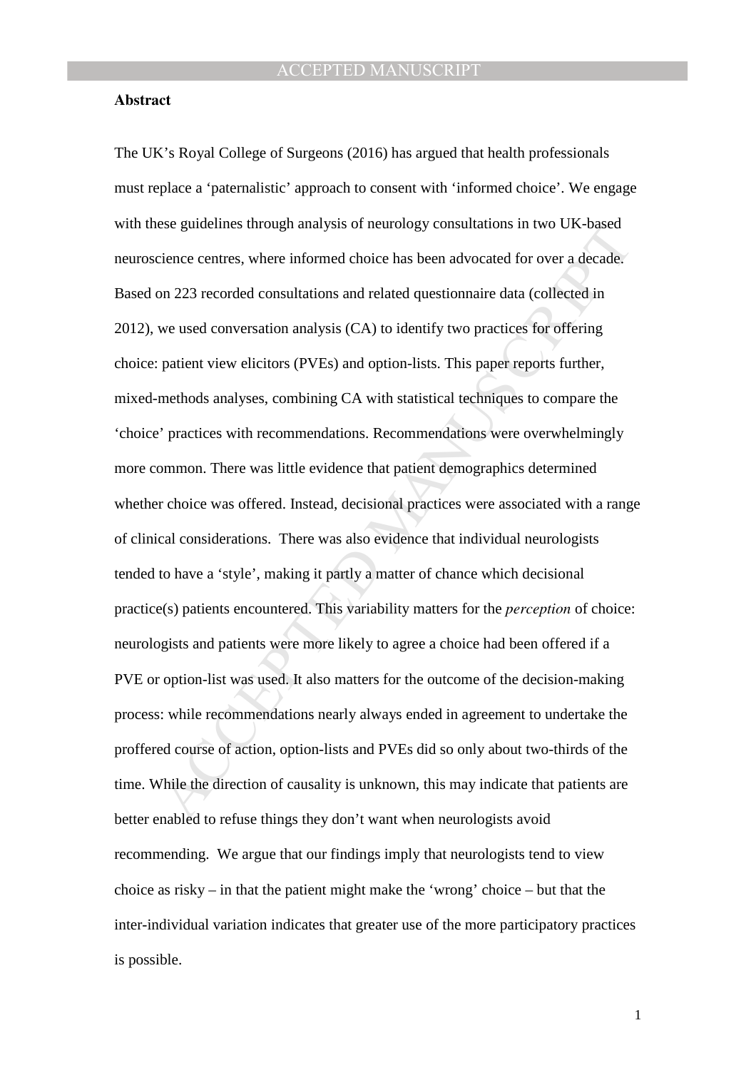**Abstract**

The UK's Royal College of Surgeons (2016) has argued that health professionals must replace a 'paternalistic' approach to consent with 'informed choice'. We engage with these guidelines through analysis of neurology consultations in two UK-based neuroscience centres, where informed choice has been advocated for over a decade. Based on 223 recorded consultations and related questionnaire data (collected in 2012), we used conversation analysis (CA) to identify two practices for offering choice: patient view elicitors (PVEs) and option-lists. This paper reports further, mixed-methods analyses, combining CA with statistical techniques to compare the 'choice' practices with recommendations. Recommendations were overwhelmingly more common. There was little evidence that patient demographics determined whether choice was offered. Instead, decisional practices were associated with a range of clinical considerations. There was also evidence that individual neurologists tended to have a 'style', making it partly a matter of chance which decisional practice(s) patients encountered. This variability matters for the *perception* of choice: neurologists and patients were more likely to agree a choice had been offered if a PVE or option-list was used. It also matters for the outcome of the decision-making process: while recommendations nearly always ended in agreement to undertake the proffered course of action, option-lists and PVEs did so only about two-thirds of the time. While the direction of causality is unknown, this may indicate that patients are better enabled to refuse things they don't want when neurologists avoid recommending. We argue that our findings imply that neurologists tend to view choice as risky – in that the patient might make the 'wrong' choice – but that the inter-individual variation indicates that greater use of the more participatory practices is possible.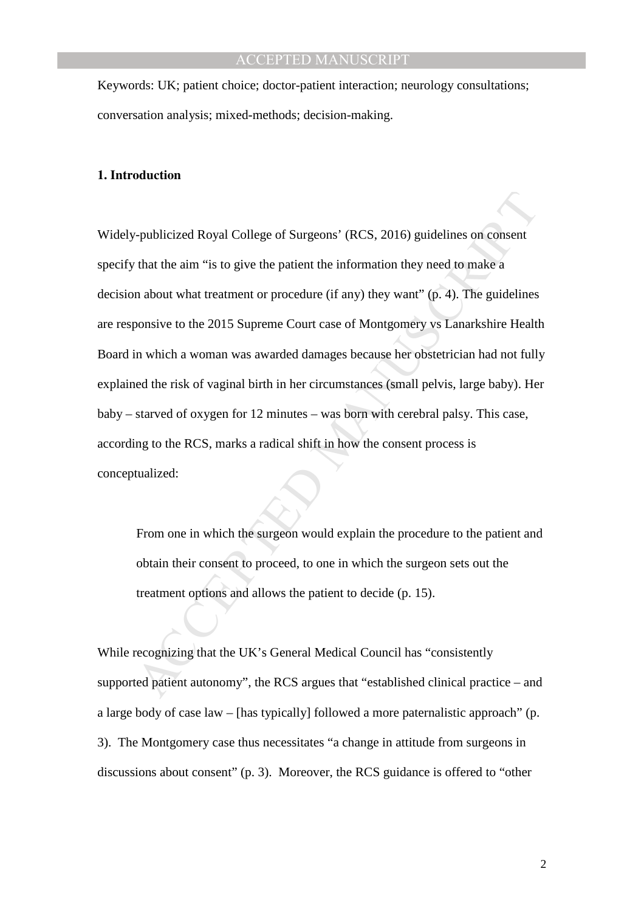Keywords: UK; patient choice; doctor-patient interaction; neurology consultations; conversation analysis; mixed-methods; decision-making.

## 1. Introduction

Widely-publicized Royal College of Surgeons' (RCS, 2016) guidelines on consent specify that the aim "is to give the patient the information they need to make a decision about what treatment or procedure (if any) they want" (p. 4). The guidelines are responsive to the 2015 Supreme Court case of Montgomery vs Lanarkshire Health Board in which a woman was awarded damages because her obstetrician had not fully explained the risk of vaginal birth in her circumstances (small pelvis, large baby). Her baby – starved of oxygen for 12 minutes – was born with cerebral palsy. This case, according to the RCS, marks a radical shift in how the consent process is conceptualized:

> From one in which the surgeon would explain the procedure to the patient and obtain their consent to proceed, to one in which the surgeon sets out the treatment options and allows the patient to decide (p. 15).

While recognizing that the UK's General Medical Council has "consistently supported patient autonomy", the RCS argues that "established clinical practice – and a large body of case law – [has typically] followed a more paternalistic approach" (p. 3). The Montgomery case thus necessitates "a change in attitude from surgeons in discussions about consent" (p. 3). Moreover, the RCS guidance is offered to "other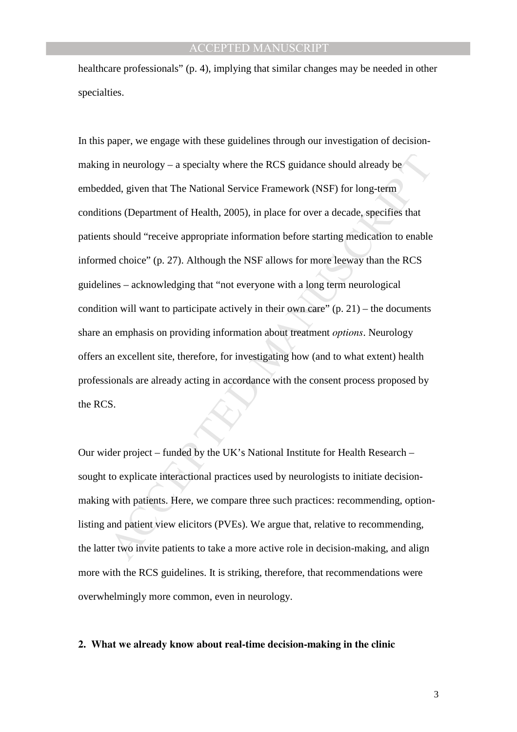healthcare professionals" (p. 4), implying that similar changes may be needed in other specialties.

In this paper, we engage with these guidelines through our investigation of decision-making in neurology – a specialty where the RCS guidance should already be embedded, given that The National Service Framework (NSF) for long-term conditions (Department of Health, 2005), in place for over a decade, specifies that patients should "receive appropriate information before starting medication to enable informed choice" (p. 27). Although the NSF allows for more leeway than the RCS guidelines – acknowledging that "not everyone with a long term neurological condition will want to participate actively in their own care" (p. 21) – the documents share an emphasis on providing information about treatment *options*. Neurology offers an excellent site, therefore, for investigating how (and to what extent) health professionals are already acting in accordance with the consent process proposed by the RCS.

Our wider project – funded by the UK's National Institute for Health Research – sought to explicate interactional practices used by neurologists to initiate decision-making with patients. Here, we compare three such practices: recommending, option-listing and patient view elicitors (PVEs). We argue that, relative to recommending, the latter two invite patients to take a more active role in decision-making, and align more with the RCS guidelines. It is striking, therefore, that recommendations were overwhelmingly more common, even in neurology.

## 2. What we already know about real-time decision-making in the clinic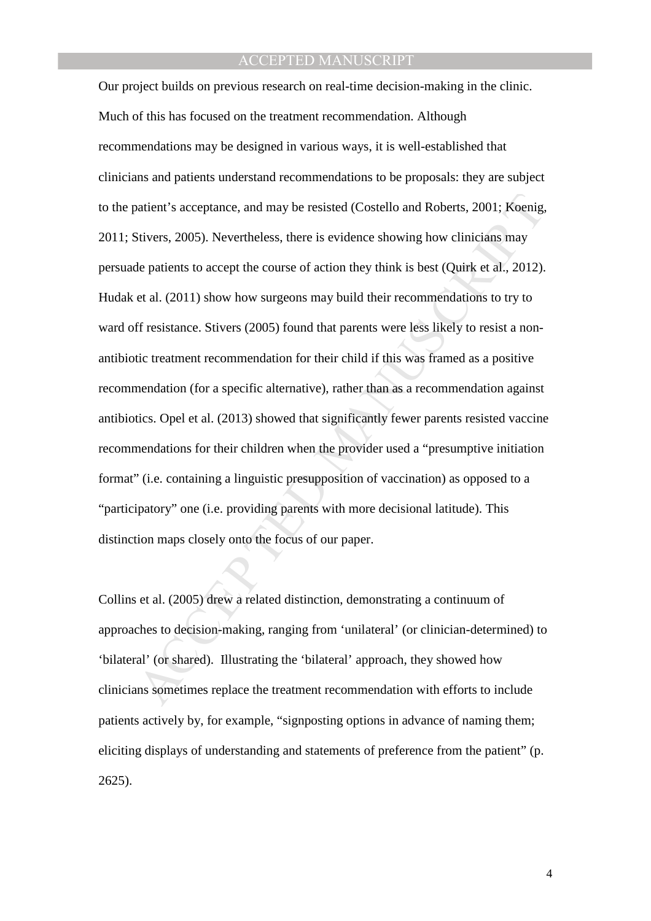Our project builds on previous research on real-time decision-making in the clinic. Much of this has focused on the treatment recommendation. Although recommendations may be designed in various ways, it is well-established that clinicians and patients understand recommendations to be proposals: they are subject to the patient's acceptance, and may be resisted (Costello and Roberts, 2001; Koenig, 2011; Stivers, 2005). Nevertheless, there is evidence showing how clinicians may persuade patients to accept the course of action they think is best (Quirk et al., 2012). Hudak et al. (2011) show how surgeons may build their recommendations to try to ward off resistance. Stivers (2005) found that parents were less likely to resist a non-antibiotic treatment recommendation for their child if this was framed as a positive recommendation (for a specific alternative), rather than as a recommendation against antibiotics. Opel et al. (2013) showed that significantly fewer parents resisted vaccine recommendations for their children when the provider used a "presumptive initiation format" (i.e. containing a linguistic presupposition of vaccination) as opposed to a "participatory" one (i.e. providing parents with more decisional latitude). This distinction maps closely onto the focus of our paper.

Collins et al. (2005) drew a related distinction, demonstrating a continuum of approaches to decision-making, ranging from 'unilateral' (or clinician-determined) to 'bilateral' (or shared). Illustrating the 'bilateral' approach, they showed how clinicians sometimes replace the treatment recommendation with efforts to include patients actively by, for example, "signposting options in advance of naming them; eliciting displays of understanding and statements of preference from the patient" (p. 2625).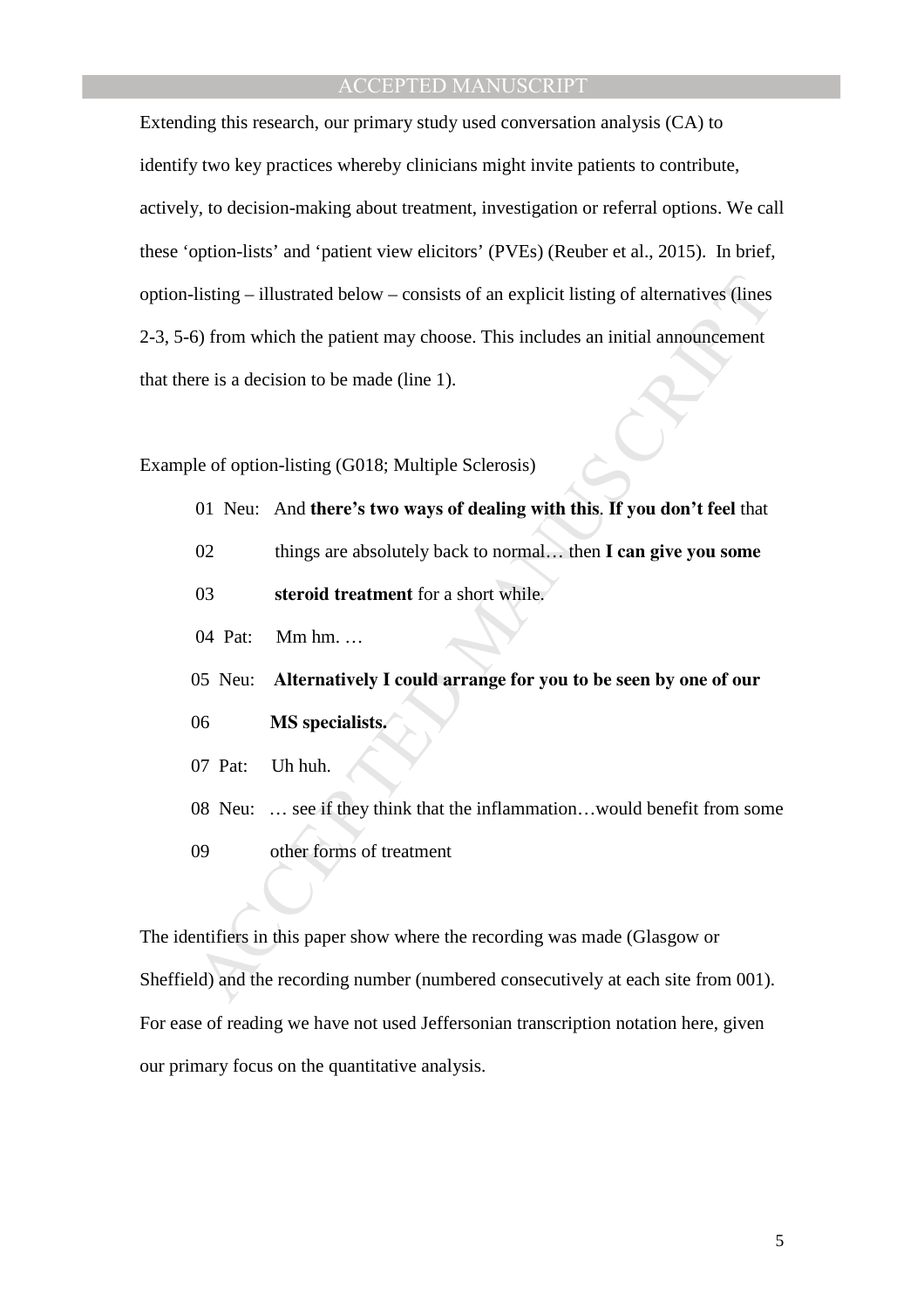Extending this research, our primary study used conversation analysis (CA) to identify two key practices whereby clinicians might invite patients to contribute, actively, to decision-making about treatment, investigation or referral options. We call these 'option-lists' and 'patient view elicitors' (PVEs) (Reuber et al., 2015). In brief, option-listing – illustrated below – consists of an explicit listing of alternatives (lines 2-3, 5-6) from which the patient may choose. This includes an initial announcement that there is a decision to be made (line 1).

Example of option-listing (G018; Multiple Sclerosis)

01 Neu: And **there's two ways of dealing with this**. **If you don't feel** that
02 things are absolutely back to normal… then **I can give you some**
03 **steroid treatment** for a short while.
04 Pat: Mm hm. …
05 Neu: **Alternatively I could arrange for you to be seen by one of our**
06 **MS specialists.**
07 Pat: Uh huh.
08 Neu: … see if they think that the inflammation…would benefit from some
09 other forms of treatment

The identifiers in this paper show where the recording was made (Glasgow or Sheffield) and the recording number (numbered consecutively at each site from 001). For ease of reading we have not used Jeffersonian transcription notation here, given our primary focus on the quantitative analysis.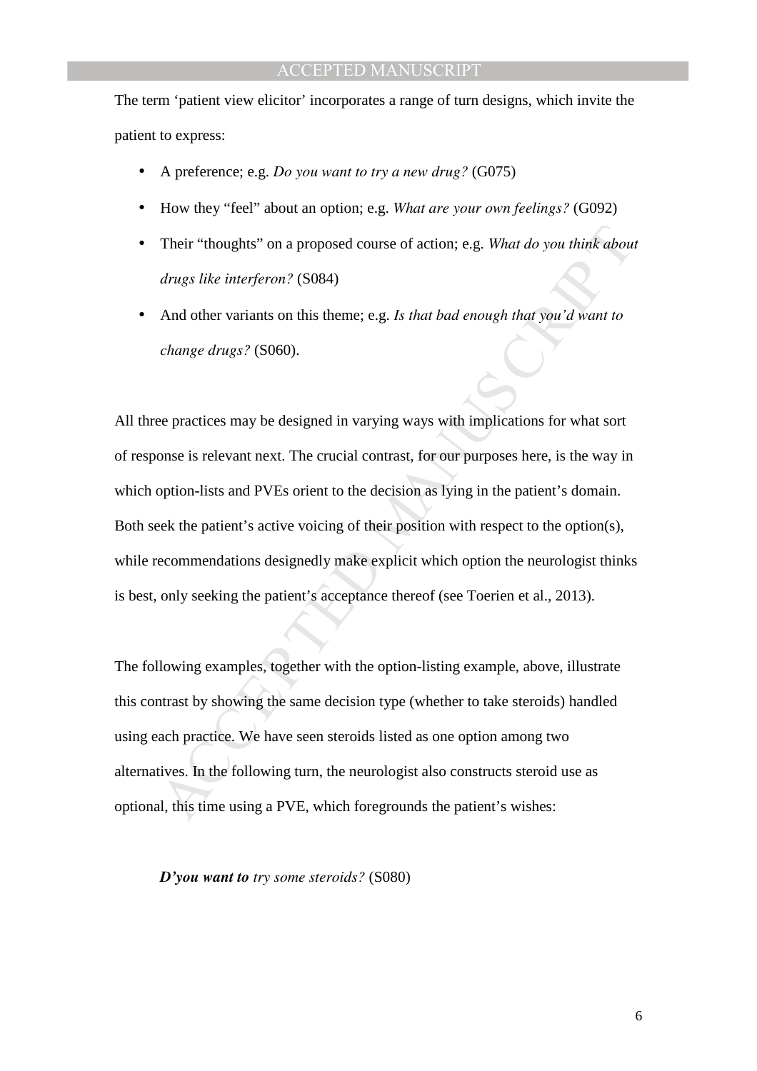The term 'patient view elicitor' incorporates a range of turn designs, which invite the patient to express:

- A preference; e.g. *Do you want to try a new drug?* (G075)
- How they "feel" about an option; e.g. *What are your own feelings?* (G092)
- Their "thoughts" on a proposed course of action; e.g. *What do you think about drugs like interferon?* (S084)
- And other variants on this theme; e.g. *Is that bad enough that you'd want to change drugs?* (S060).

All three practices may be designed in varying ways with implications for what sort of response is relevant next. The crucial contrast, for our purposes here, is the way in which option-lists and PVEs orient to the decision as lying in the patient's domain. Both seek the patient's active voicing of their position with respect to the option(s), while recommendations designedly make explicit which option the neurologist thinks is best, only seeking the patient's acceptance thereof (see Toerien et al., 2013).

The following examples, together with the option-listing example, above, illustrate this contrast by showing the same decision type (whether to take steroids) handled using each practice. We have seen steroids listed as one option among two alternatives. In the following turn, the neurologist also constructs steroid use as optional, this time using a PVE, which foregrounds the patient's wishes:

> ***D'you want to*** *try some steroids?* (S080)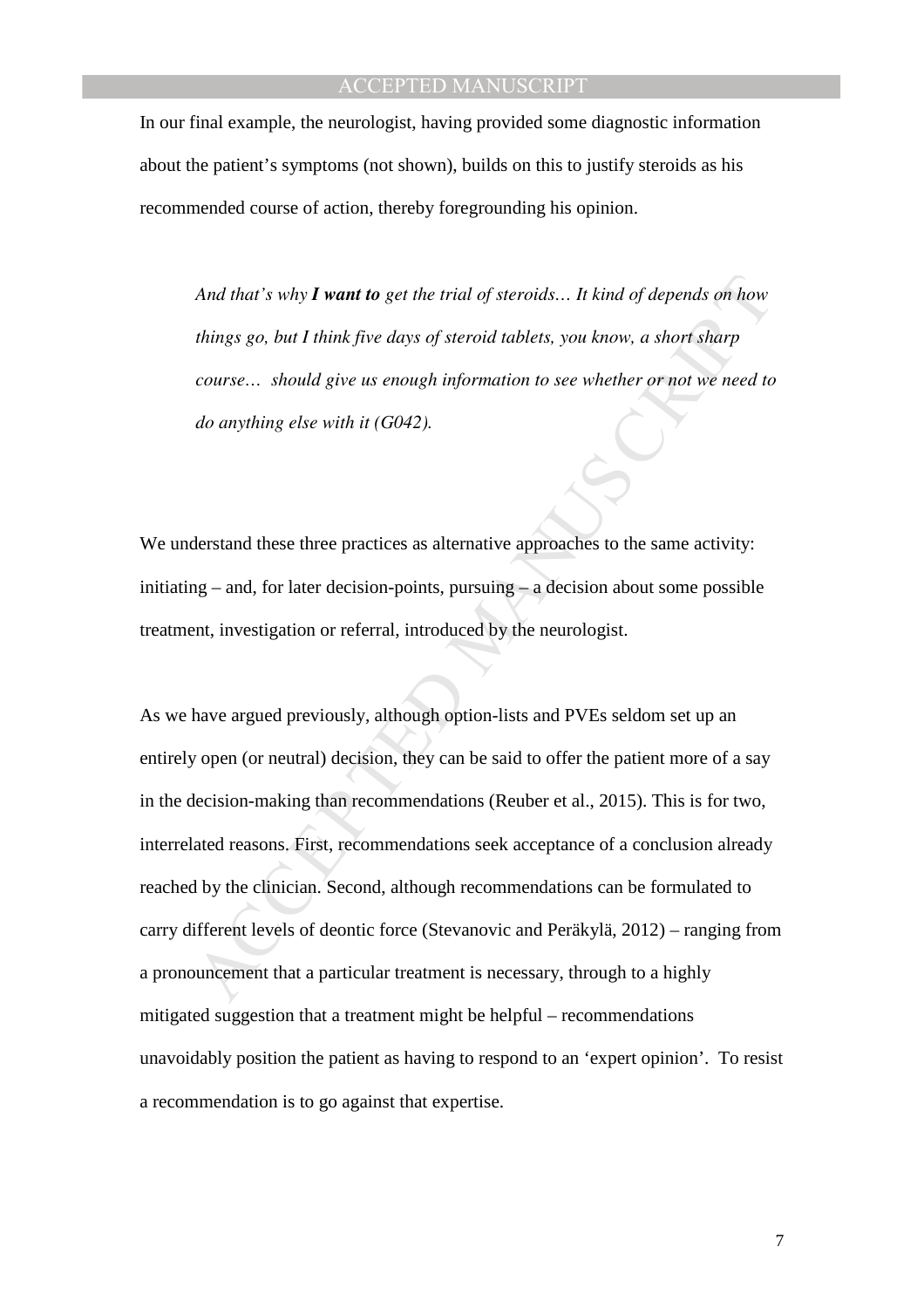In our final example, the neurologist, having provided some diagnostic information about the patient's symptoms (not shown), builds on this to justify steroids as his recommended course of action, thereby foregrounding his opinion.

> *And that's why* ***I want to*** *get the trial of steroids… It kind of depends on how things go, but I think five days of steroid tablets, you know, a short sharp course… should give us enough information to see whether or not we need to do anything else with it (G042).*

We understand these three practices as alternative approaches to the same activity: initiating – and, for later decision-points, pursuing – a decision about some possible treatment, investigation or referral, introduced by the neurologist.

As we have argued previously, although option-lists and PVEs seldom set up an entirely open (or neutral) decision, they can be said to offer the patient more of a say in the decision-making than recommendations (Reuber et al., 2015). This is for two, interrelated reasons. First, recommendations seek acceptance of a conclusion already reached by the clinician. Second, although recommendations can be formulated to carry different levels of deontic force (Stevanovic and Peräkylä, 2012) – ranging from a pronouncement that a particular treatment is necessary, through to a highly mitigated suggestion that a treatment might be helpful – recommendations unavoidably position the patient as having to respond to an 'expert opinion'. To resist a recommendation is to go against that expertise.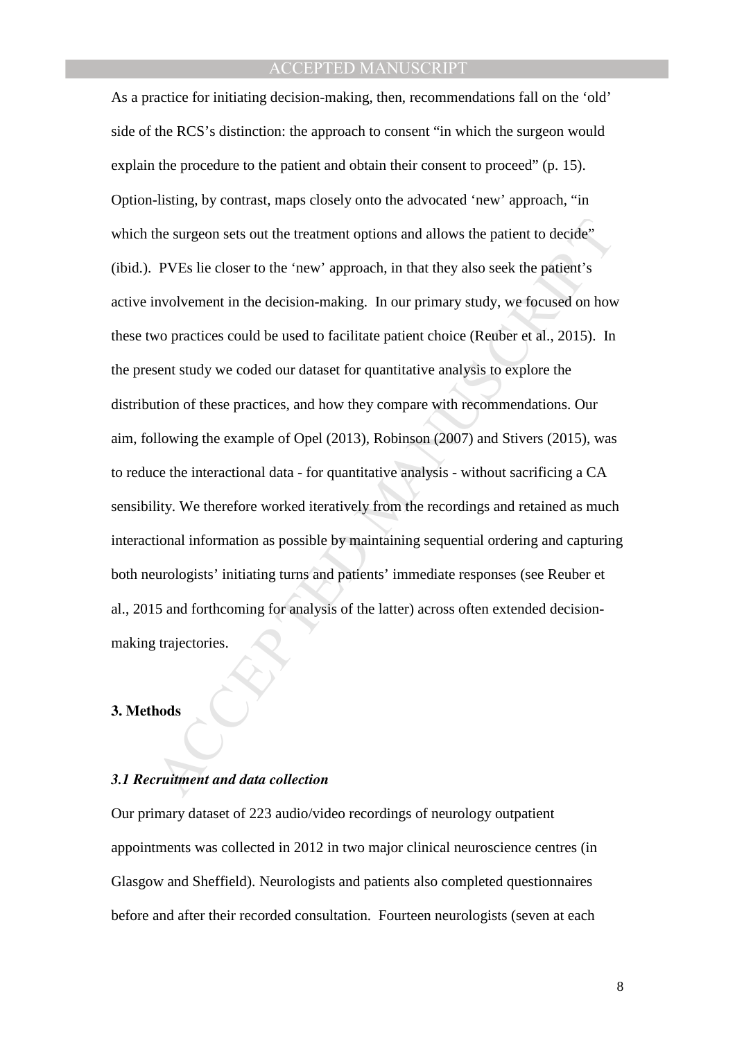As a practice for initiating decision-making, then, recommendations fall on the 'old' side of the RCS's distinction: the approach to consent "in which the surgeon would explain the procedure to the patient and obtain their consent to proceed" (p. 15). Option-listing, by contrast, maps closely onto the advocated 'new' approach, "in which the surgeon sets out the treatment options and allows the patient to decide" (ibid.). PVEs lie closer to the 'new' approach, in that they also seek the patient's active involvement in the decision-making. In our primary study, we focused on how these two practices could be used to facilitate patient choice (Reuber et al., 2015). In the present study we coded our dataset for quantitative analysis to explore the distribution of these practices, and how they compare with recommendations. Our aim, following the example of Opel (2013), Robinson (2007) and Stivers (2015), was to reduce the interactional data - for quantitative analysis - without sacrificing a CA sensibility. We therefore worked iteratively from the recordings and retained as much interactional information as possible by maintaining sequential ordering and capturing both neurologists' initiating turns and patients' immediate responses (see Reuber et al., 2015 and forthcoming for analysis of the latter) across often extended decision-making trajectories.

## 3. Methods

### *3.1 Recruitment and data collection*

Our primary dataset of 223 audio/video recordings of neurology outpatient appointments was collected in 2012 in two major clinical neuroscience centres (in Glasgow and Sheffield). Neurologists and patients also completed questionnaires before and after their recorded consultation. Fourteen neurologists (seven at each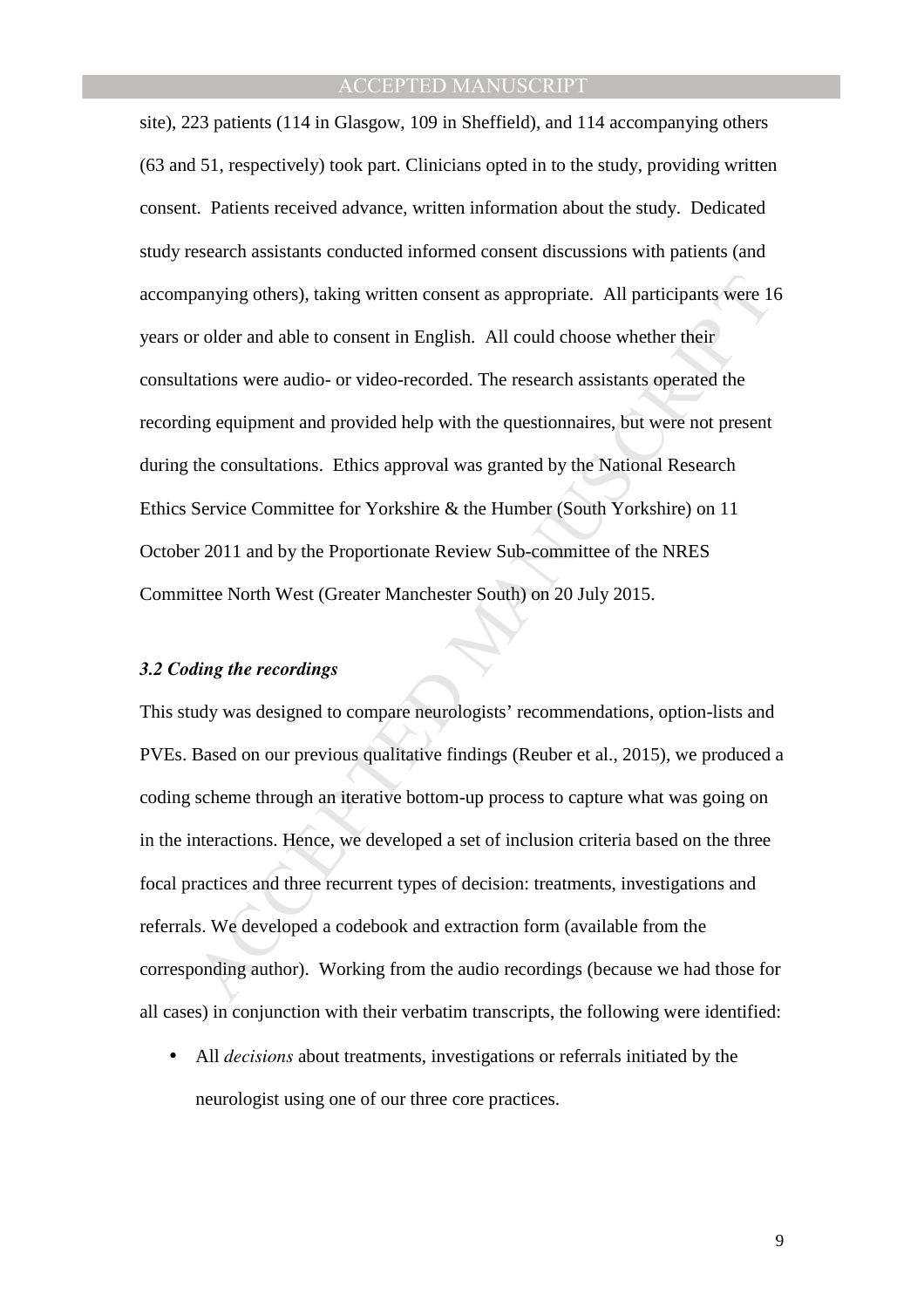site), 223 patients (114 in Glasgow, 109 in Sheffield), and 114 accompanying others (63 and 51, respectively) took part. Clinicians opted in to the study, providing written consent. Patients received advance, written information about the study. Dedicated study research assistants conducted informed consent discussions with patients (and accompanying others), taking written consent as appropriate. All participants were 16 years or older and able to consent in English. All could choose whether their consultations were audio- or video-recorded. The research assistants operated the recording equipment and provided help with the questionnaires, but were not present during the consultations. Ethics approval was granted by the National Research Ethics Service Committee for Yorkshire & the Humber (South Yorkshire) on 11 October 2011 and by the Proportionate Review Sub-committee of the NRES Committee North West (Greater Manchester South) on 20 July 2015.

### *3.2 Coding the recordings*

This study was designed to compare neurologists' recommendations, option-lists and PVEs. Based on our previous qualitative findings (Reuber et al., 2015), we produced a coding scheme through an iterative bottom-up process to capture what was going on in the interactions. Hence, we developed a set of inclusion criteria based on the three focal practices and three recurrent types of decision: treatments, investigations and referrals. We developed a codebook and extraction form (available from the corresponding author). Working from the audio recordings (because we had those for all cases) in conjunction with their verbatim transcripts, the following were identified:

- All *decisions* about treatments, investigations or referrals initiated by the neurologist using one of our three core practices.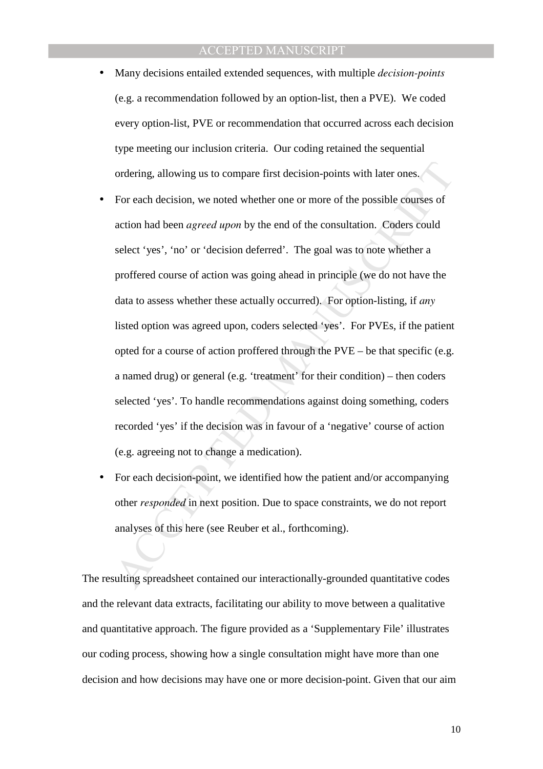- Many decisions entailed extended sequences, with multiple *decision-points* (e.g. a recommendation followed by an option-list, then a PVE). We coded every option-list, PVE or recommendation that occurred across each decision type meeting our inclusion criteria. Our coding retained the sequential ordering, allowing us to compare first decision-points with later ones.
- For each decision, we noted whether one or more of the possible courses of action had been *agreed upon* by the end of the consultation. Coders could select 'yes', 'no' or 'decision deferred'. The goal was to note whether a proffered course of action was going ahead in principle (we do not have the data to assess whether these actually occurred). For option-listing, if *any* listed option was agreed upon, coders selected 'yes'. For PVEs, if the patient opted for a course of action proffered through the PVE – be that specific (e.g. a named drug) or general (e.g. 'treatment' for their condition) – then coders selected 'yes'. To handle recommendations against doing something, coders recorded 'yes' if the decision was in favour of a 'negative' course of action (e.g. agreeing not to change a medication).
- For each decision-point, we identified how the patient and/or accompanying other *responded* in next position. Due to space constraints, we do not report analyses of this here (see Reuber et al., forthcoming).

The resulting spreadsheet contained our interactionally-grounded quantitative codes and the relevant data extracts, facilitating our ability to move between a qualitative and quantitative approach. The figure provided as a 'Supplementary File' illustrates our coding process, showing how a single consultation might have more than one decision and how decisions may have one or more decision-point. Given that our aim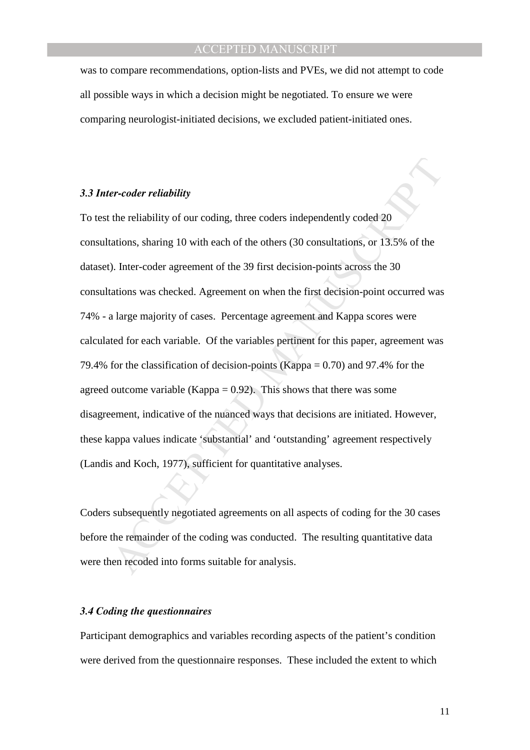was to compare recommendations, option-lists and PVEs, we did not attempt to code all possible ways in which a decision might be negotiated. To ensure we were comparing neurologist-initiated decisions, we excluded patient-initiated ones.

### *3.3 Inter-coder reliability*

To test the reliability of our coding, three coders independently coded 20 consultations, sharing 10 with each of the others (30 consultations, or 13.5% of the dataset). Inter-coder agreement of the 39 first decision-points across the 30 consultations was checked. Agreement on when the first decision-point occurred was 74% - a large majority of cases. Percentage agreement and Kappa scores were calculated for each variable. Of the variables pertinent for this paper, agreement was 79.4% for the classification of decision-points (Kappa = 0.70) and 97.4% for the agreed outcome variable (Kappa = 0.92). This shows that there was some disagreement, indicative of the nuanced ways that decisions are initiated. However, these kappa values indicate 'substantial' and 'outstanding' agreement respectively (Landis and Koch, 1977), sufficient for quantitative analyses.

Coders subsequently negotiated agreements on all aspects of coding for the 30 cases before the remainder of the coding was conducted. The resulting quantitative data were then recoded into forms suitable for analysis.

### *3.4 Coding the questionnaires*

Participant demographics and variables recording aspects of the patient's condition were derived from the questionnaire responses. These included the extent to which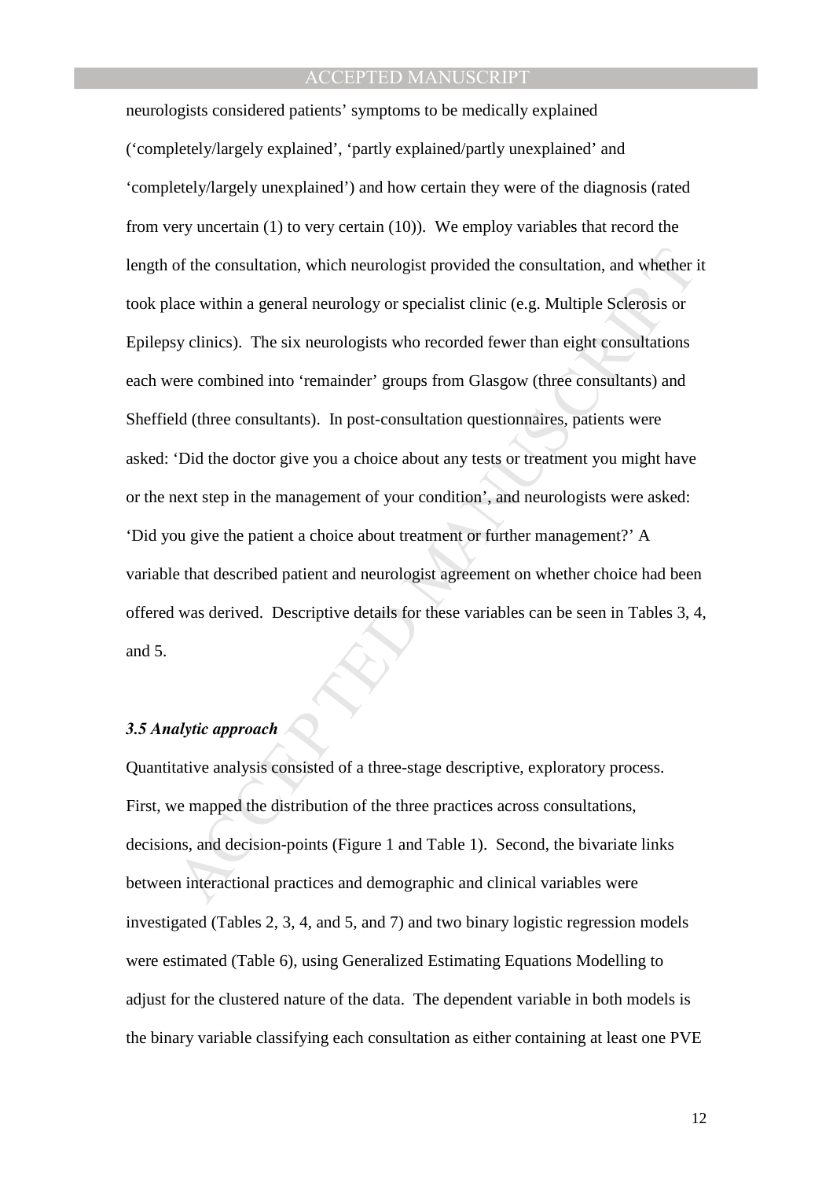neurologists considered patients' symptoms to be medically explained ('completely/largely explained', 'partly explained/partly unexplained' and 'completely/largely unexplained') and how certain they were of the diagnosis (rated from very uncertain (1) to very certain (10)). We employ variables that record the length of the consultation, which neurologist provided the consultation, and whether it took place within a general neurology or specialist clinic (e.g. Multiple Sclerosis or Epilepsy clinics). The six neurologists who recorded fewer than eight consultations each were combined into 'remainder' groups from Glasgow (three consultants) and Sheffield (three consultants). In post-consultation questionnaires, patients were asked: 'Did the doctor give you a choice about any tests or treatment you might have or the next step in the management of your condition', and neurologists were asked: 'Did you give the patient a choice about treatment or further management?' A variable that described patient and neurologist agreement on whether choice had been offered was derived. Descriptive details for these variables can be seen in Tables 3, 4, and 5.

### *3.5 Analytic approach*

Quantitative analysis consisted of a three-stage descriptive, exploratory process. First, we mapped the distribution of the three practices across consultations, decisions, and decision-points (Figure 1 and Table 1). Second, the bivariate links between interactional practices and demographic and clinical variables were investigated (Tables 2, 3, 4, and 5, and 7) and two binary logistic regression models were estimated (Table 6), using Generalized Estimating Equations Modelling to adjust for the clustered nature of the data. The dependent variable in both models is the binary variable classifying each consultation as either containing at least one PVE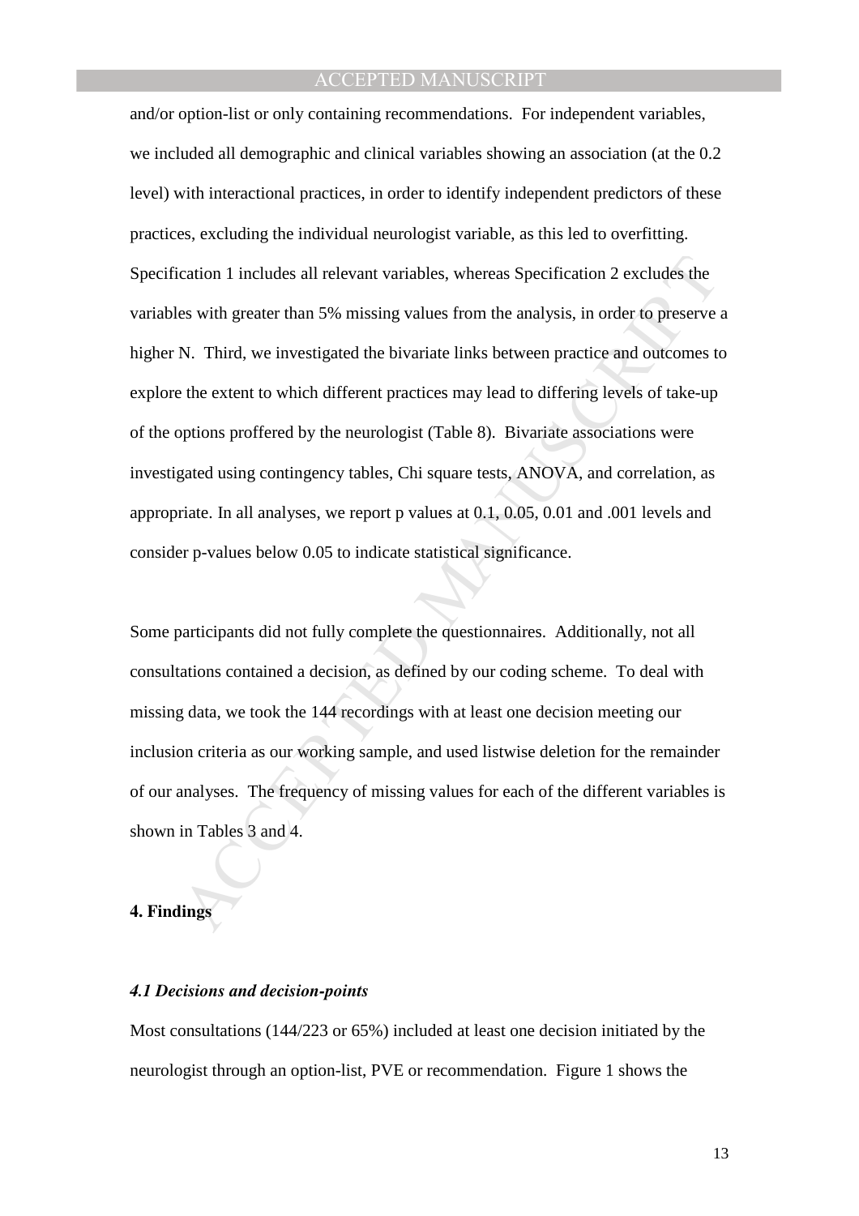and/or option-list or only containing recommendations. For independent variables, we included all demographic and clinical variables showing an association (at the 0.2 level) with interactional practices, in order to identify independent predictors of these practices, excluding the individual neurologist variable, as this led to overfitting. Specification 1 includes all relevant variables, whereas Specification 2 excludes the variables with greater than 5% missing values from the analysis, in order to preserve a higher N. Third, we investigated the bivariate links between practice and outcomes to explore the extent to which different practices may lead to differing levels of take-up of the options proffered by the neurologist (Table 8). Bivariate associations were investigated using contingency tables, Chi square tests, ANOVA, and correlation, as appropriate. In all analyses, we report p values at 0.1, 0.05, 0.01 and .001 levels and consider p-values below 0.05 to indicate statistical significance.

Some participants did not fully complete the questionnaires. Additionally, not all consultations contained a decision, as defined by our coding scheme. To deal with missing data, we took the 144 recordings with at least one decision meeting our inclusion criteria as our working sample, and used listwise deletion for the remainder of our analyses. The frequency of missing values for each of the different variables is shown in Tables 3 and 4.

## 4. Findings

### *4.1 Decisions and decision-points*

Most consultations (144/223 or 65%) included at least one decision initiated by the neurologist through an option-list, PVE or recommendation. Figure 1 shows the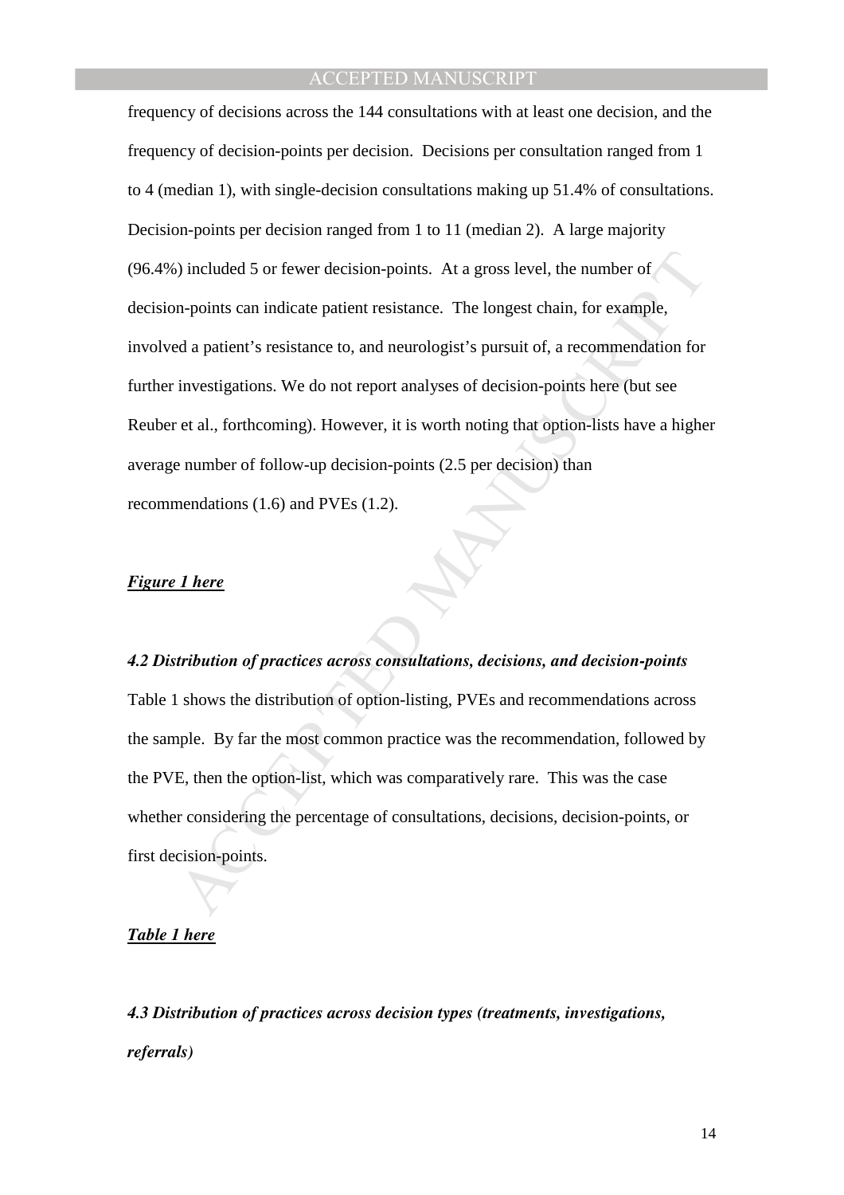frequency of decisions across the 144 consultations with at least one decision, and the frequency of decision-points per decision. Decisions per consultation ranged from 1 to 4 (median 1), with single-decision consultations making up 51.4% of consultations. Decision-points per decision ranged from 1 to 11 (median 2). A large majority (96.4%) included 5 or fewer decision-points. At a gross level, the number of decision-points can indicate patient resistance. The longest chain, for example, involved a patient's resistance to, and neurologist's pursuit of, a recommendation for further investigations. We do not report analyses of decision-points here (but see Reuber et al., forthcoming). However, it is worth noting that option-lists have a higher average number of follow-up decision-points (2.5 per decision) than recommendations (1.6) and PVEs (1.2).

***Figure 1 here***

### *4.2 Distribution of practices across consultations, decisions, and decision-points*

Table 1 shows the distribution of option-listing, PVEs and recommendations across the sample. By far the most common practice was the recommendation, followed by the PVE, then the option-list, which was comparatively rare. This was the case whether considering the percentage of consultations, decisions, decision-points, or first decision-points.

***Table 1 here***

### *4.3 Distribution of practices across decision types (treatments, investigations, referrals)*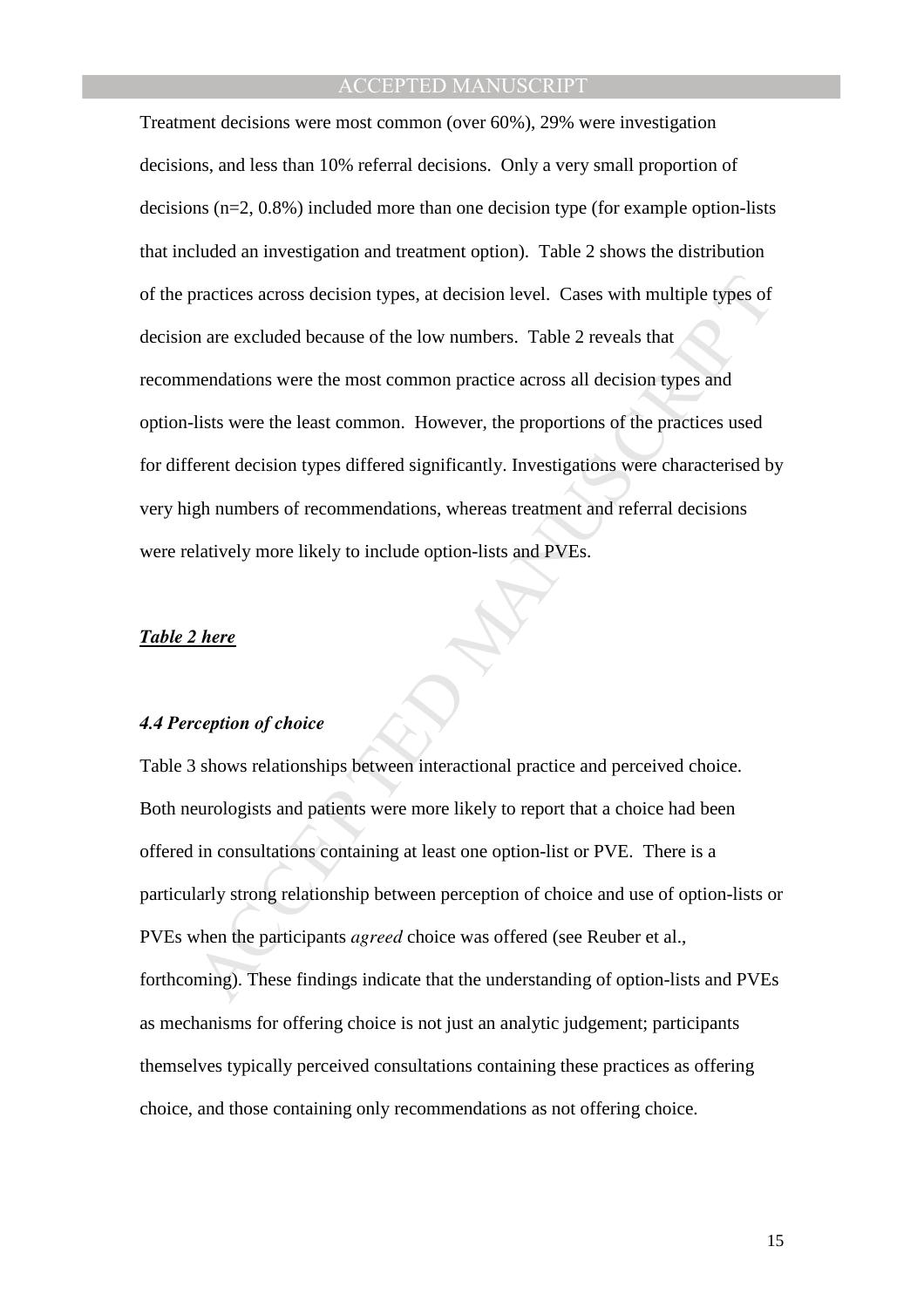Treatment decisions were most common (over 60%), 29% were investigation decisions, and less than 10% referral decisions. Only a very small proportion of decisions (n=2, 0.8%) included more than one decision type (for example option-lists that included an investigation and treatment option). Table 2 shows the distribution of the practices across decision types, at decision level. Cases with multiple types of decision are excluded because of the low numbers. Table 2 reveals that recommendations were the most common practice across all decision types and option-lists were the least common. However, the proportions of the practices used for different decision types differed significantly. Investigations were characterised by very high numbers of recommendations, whereas treatment and referral decisions were relatively more likely to include option-lists and PVEs.

***Table 2 here***

### *4.4 Perception of choice*

Table 3 shows relationships between interactional practice and perceived choice. Both neurologists and patients were more likely to report that a choice had been offered in consultations containing at least one option-list or PVE. There is a particularly strong relationship between perception of choice and use of option-lists or PVEs when the participants *agreed* choice was offered (see Reuber et al., forthcoming). These findings indicate that the understanding of option-lists and PVEs as mechanisms for offering choice is not just an analytic judgement; participants themselves typically perceived consultations containing these practices as offering choice, and those containing only recommendations as not offering choice.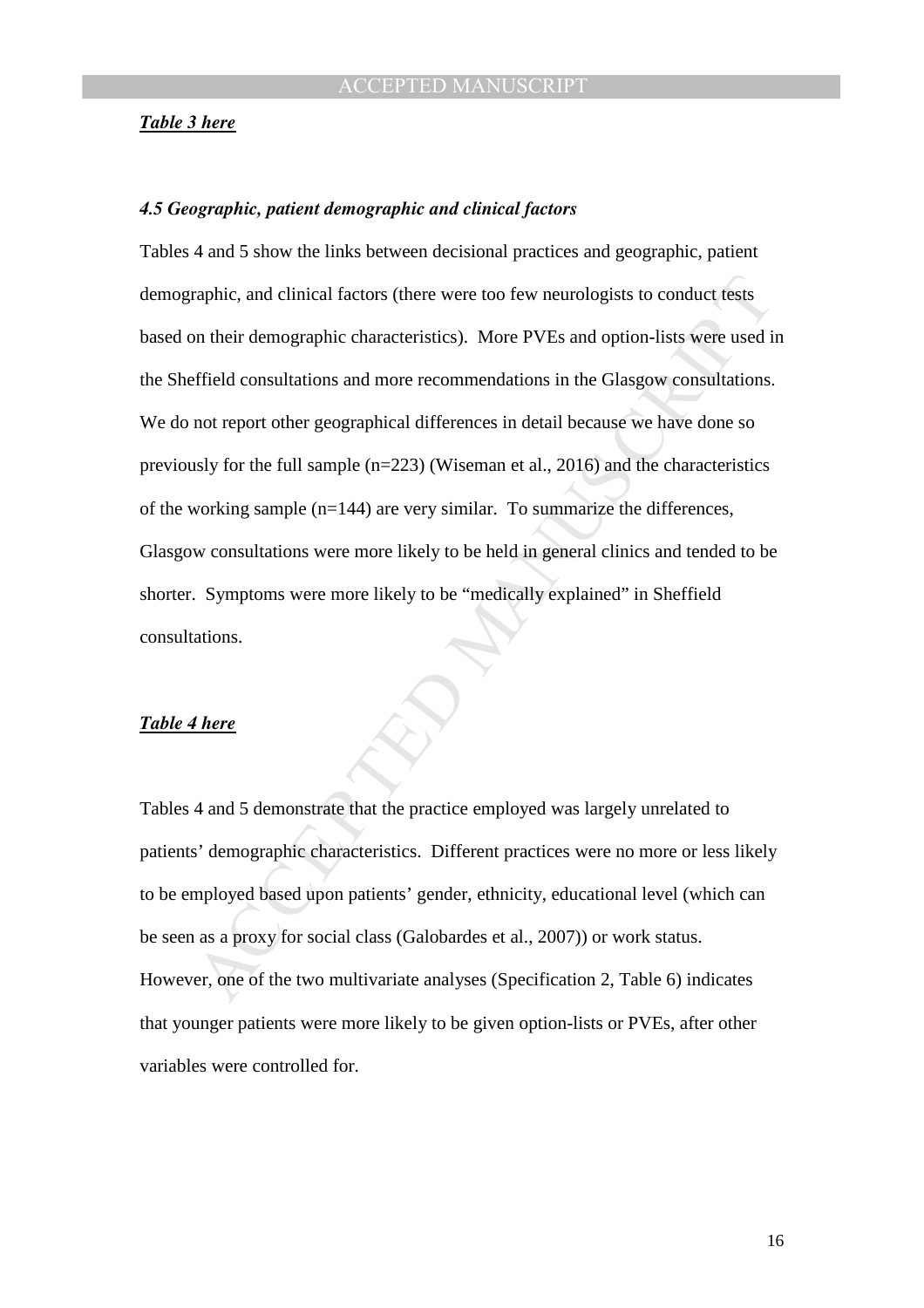***Table 3 here***

### *4.5 Geographic, patient demographic and clinical factors*

Tables 4 and 5 show the links between decisional practices and geographic, patient demographic, and clinical factors (there were too few neurologists to conduct tests based on their demographic characteristics). More PVEs and option-lists were used in the Sheffield consultations and more recommendations in the Glasgow consultations. We do not report other geographical differences in detail because we have done so previously for the full sample (n=223) (Wiseman et al., 2016) and the characteristics of the working sample (n=144) are very similar. To summarize the differences, Glasgow consultations were more likely to be held in general clinics and tended to be shorter. Symptoms were more likely to be "medically explained" in Sheffield consultations.

***Table 4 here***

Tables 4 and 5 demonstrate that the practice employed was largely unrelated to patients' demographic characteristics. Different practices were no more or less likely to be employed based upon patients' gender, ethnicity, educational level (which can be seen as a proxy for social class (Galobardes et al., 2007)) or work status. However, one of the two multivariate analyses (Specification 2, Table 6) indicates that younger patients were more likely to be given option-lists or PVEs, after other variables were controlled for.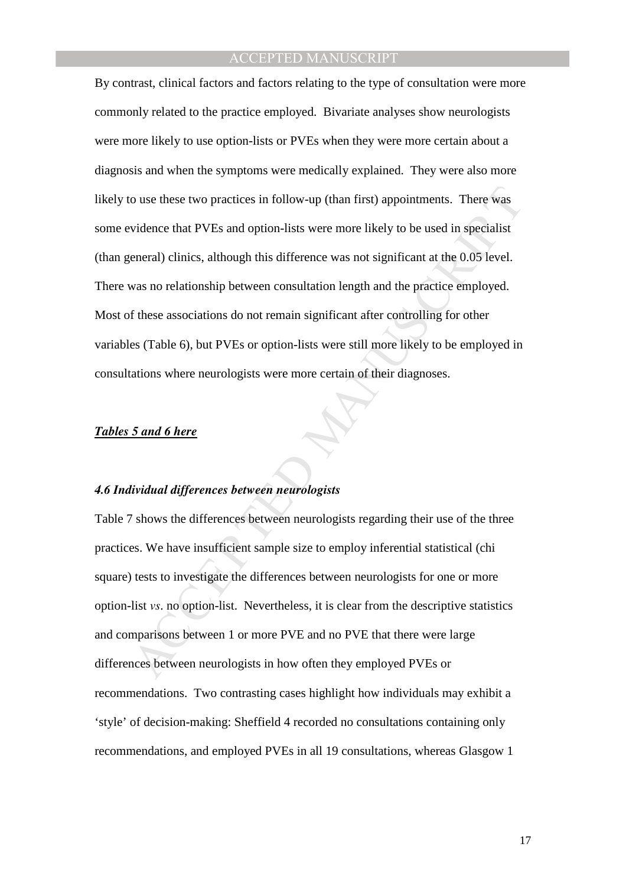By contrast, clinical factors and factors relating to the type of consultation were more commonly related to the practice employed. Bivariate analyses show neurologists were more likely to use option-lists or PVEs when they were more certain about a diagnosis and when the symptoms were medically explained. They were also more likely to use these two practices in follow-up (than first) appointments. There was some evidence that PVEs and option-lists were more likely to be used in specialist (than general) clinics, although this difference was not significant at the 0.05 level. There was no relationship between consultation length and the practice employed. Most of these associations do not remain significant after controlling for other variables (Table 6), but PVEs or option-lists were still more likely to be employed in consultations where neurologists were more certain of their diagnoses.

***Tables 5 and 6 here***

### *4.6 Individual differences between neurologists*

Table 7 shows the differences between neurologists regarding their use of the three practices. We have insufficient sample size to employ inferential statistical (chi square) tests to investigate the differences between neurologists for one or more option-list *vs*. no option-list. Nevertheless, it is clear from the descriptive statistics and comparisons between 1 or more PVE and no PVE that there were large differences between neurologists in how often they employed PVEs or recommendations. Two contrasting cases highlight how individuals may exhibit a 'style' of decision-making: Sheffield 4 recorded no consultations containing only recommendations, and employed PVEs in all 19 consultations, whereas Glasgow 1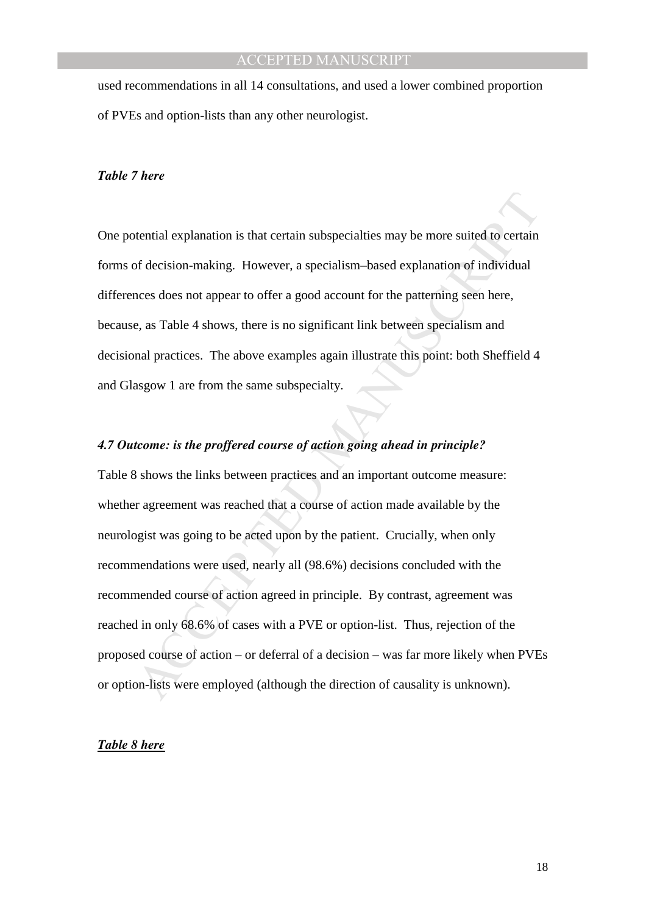used recommendations in all 14 consultations, and used a lower combined proportion of PVEs and option-lists than any other neurologist.

***Table 7 here***

One potential explanation is that certain subspecialties may be more suited to certain forms of decision-making. However, a specialism–based explanation of individual differences does not appear to offer a good account for the patterning seen here, because, as Table 4 shows, there is no significant link between specialism and decisional practices. The above examples again illustrate this point: both Sheffield 4 and Glasgow 1 are from the same subspecialty.

### *4.7 Outcome: is the proffered course of action going ahead in principle?*

Table 8 shows the links between practices and an important outcome measure: whether agreement was reached that a course of action made available by the neurologist was going to be acted upon by the patient. Crucially, when only recommendations were used, nearly all (98.6%) decisions concluded with the recommended course of action agreed in principle. By contrast, agreement was reached in only 68.6% of cases with a PVE or option-list. Thus, rejection of the proposed course of action – or deferral of a decision – was far more likely when PVEs or option-lists were employed (although the direction of causality is unknown).

***<u>Table 8 here</u>***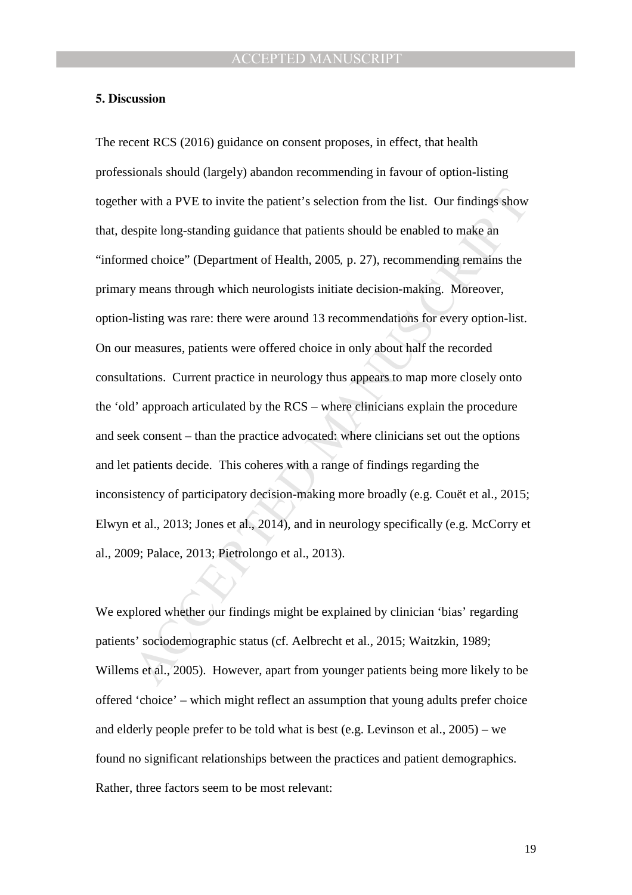### 5. Discussion

The recent RCS (2016) guidance on consent proposes, in effect, that health professionals should (largely) abandon recommending in favour of option-listing together with a PVE to invite the patient's selection from the list. Our findings show that, despite long-standing guidance that patients should be enabled to make an "informed choice" (Department of Health, 2005, p. 27), recommending remains the primary means through which neurologists initiate decision-making. Moreover, option-listing was rare: there were around 13 recommendations for every option-list. On our measures, patients were offered choice in only about half the recorded consultations. Current practice in neurology thus appears to map more closely onto the 'old' approach articulated by the RCS – where clinicians explain the procedure and seek consent – than the practice advocated: where clinicians set out the options and let patients decide. This coheres with a range of findings regarding the inconsistency of participatory decision-making more broadly (e.g. Couët et al., 2015; Elwyn et al., 2013; Jones et al., 2014), and in neurology specifically (e.g. McCorry et al., 2009; Palace, 2013; Pietrolongo et al., 2013).

We explored whether our findings might be explained by clinician 'bias' regarding patients' sociodemographic status (cf. Aelbrecht et al., 2015; Waitzkin, 1989; Willems et al., 2005). However, apart from younger patients being more likely to be offered 'choice' – which might reflect an assumption that young adults prefer choice and elderly people prefer to be told what is best (e.g. Levinson et al., 2005) – we found no significant relationships between the practices and patient demographics. Rather, three factors seem to be most relevant: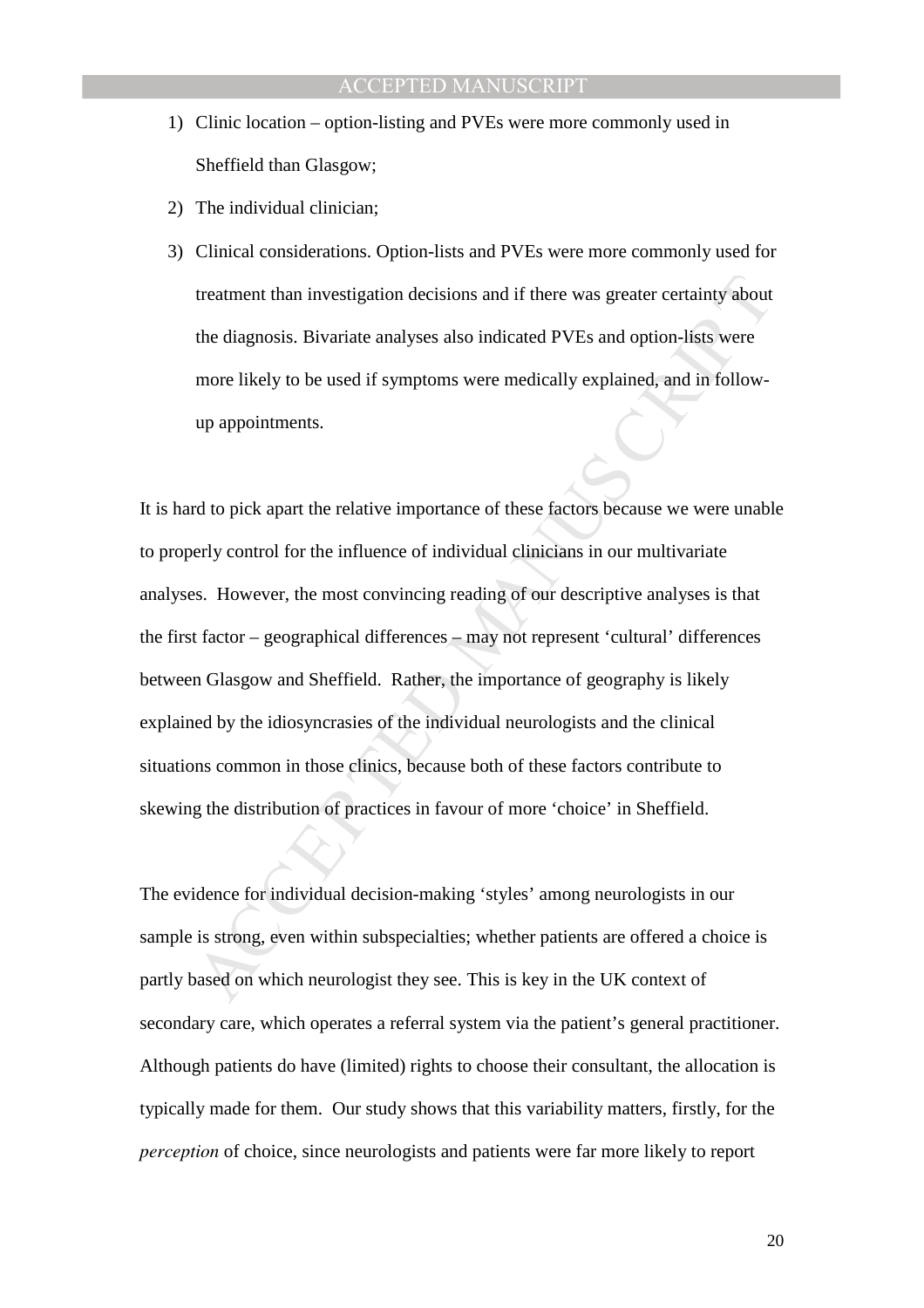1) Clinic location – option-listing and PVEs were more commonly used in Sheffield than Glasgow;
2) The individual clinician;
3) Clinical considerations. Option-lists and PVEs were more commonly used for treatment than investigation decisions and if there was greater certainty about the diagnosis. Bivariate analyses also indicated PVEs and option-lists were more likely to be used if symptoms were medically explained, and in follow-up appointments.

It is hard to pick apart the relative importance of these factors because we were unable to properly control for the influence of individual clinicians in our multivariate analyses. However, the most convincing reading of our descriptive analyses is that the first factor – geographical differences – may not represent 'cultural' differences between Glasgow and Sheffield. Rather, the importance of geography is likely explained by the idiosyncrasies of the individual neurologists and the clinical situations common in those clinics, because both of these factors contribute to skewing the distribution of practices in favour of more 'choice' in Sheffield.

The evidence for individual decision-making 'styles' among neurologists in our sample is strong, even within subspecialties; whether patients are offered a choice is partly based on which neurologist they see. This is key in the UK context of secondary care, which operates a referral system via the patient's general practitioner. Although patients do have (limited) rights to choose their consultant, the allocation is typically made for them. Our study shows that this variability matters, firstly, for the *perception* of choice, since neurologists and patients were far more likely to report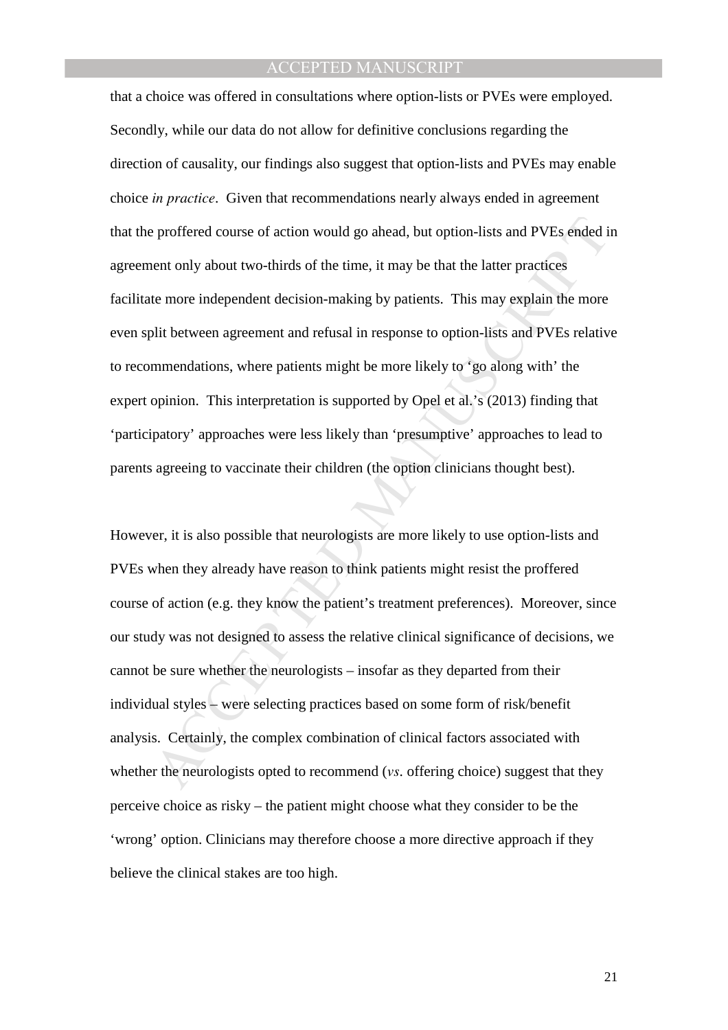that a choice was offered in consultations where option-lists or PVEs were employed. Secondly, while our data do not allow for definitive conclusions regarding the direction of causality, our findings also suggest that option-lists and PVEs may enable choice *in practice*. Given that recommendations nearly always ended in agreement that the proffered course of action would go ahead, but option-lists and PVEs ended in agreement only about two-thirds of the time, it may be that the latter practices facilitate more independent decision-making by patients. This may explain the more even split between agreement and refusal in response to option-lists and PVEs relative to recommendations, where patients might be more likely to 'go along with' the expert opinion. This interpretation is supported by Opel et al.'s (2013) finding that 'participatory' approaches were less likely than 'presumptive' approaches to lead to parents agreeing to vaccinate their children (the option clinicians thought best).

However, it is also possible that neurologists are more likely to use option-lists and PVEs when they already have reason to think patients might resist the proffered course of action (e.g. they know the patient's treatment preferences). Moreover, since our study was not designed to assess the relative clinical significance of decisions, we cannot be sure whether the neurologists – insofar as they departed from their individual styles – were selecting practices based on some form of risk/benefit analysis. Certainly, the complex combination of clinical factors associated with whether the neurologists opted to recommend (*vs.* offering choice) suggest that they perceive choice as risky – the patient might choose what they consider to be the 'wrong' option. Clinicians may therefore choose a more directive approach if they believe the clinical stakes are too high.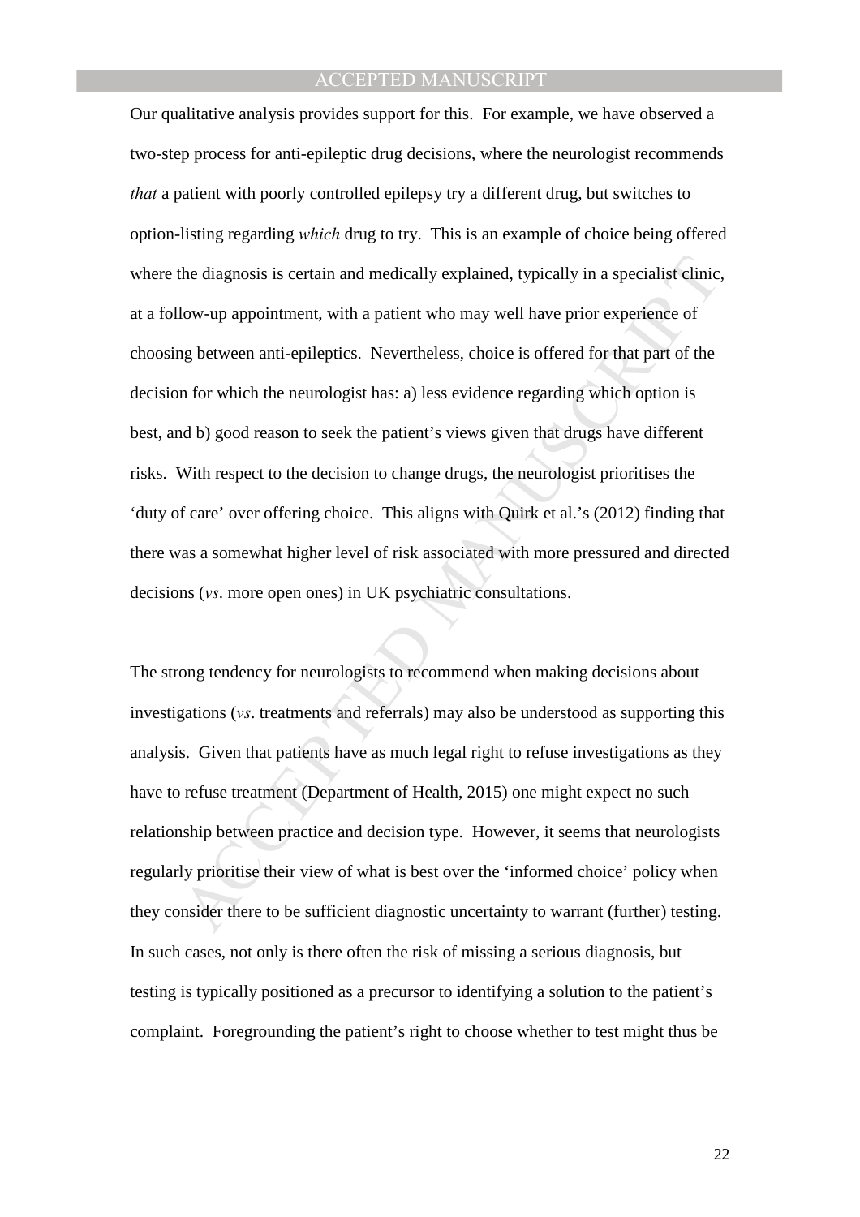Our qualitative analysis provides support for this. For example, we have observed a two-step process for anti-epileptic drug decisions, where the neurologist recommends *that* a patient with poorly controlled epilepsy try a different drug, but switches to option-listing regarding *which* drug to try. This is an example of choice being offered where the diagnosis is certain and medically explained, typically in a specialist clinic, at a follow-up appointment, with a patient who may well have prior experience of choosing between anti-epileptics. Nevertheless, choice is offered for that part of the decision for which the neurologist has: a) less evidence regarding which option is best, and b) good reason to seek the patient's views given that drugs have different risks. With respect to the decision to change drugs, the neurologist prioritises the 'duty of care' over offering choice. This aligns with Quirk et al.'s (2012) finding that there was a somewhat higher level of risk associated with more pressured and directed decisions (*vs*. more open ones) in UK psychiatric consultations.

The strong tendency for neurologists to recommend when making decisions about investigations (*vs*. treatments and referrals) may also be understood as supporting this analysis. Given that patients have as much legal right to refuse investigations as they have to refuse treatment (Department of Health, 2015) one might expect no such relationship between practice and decision type. However, it seems that neurologists regularly prioritise their view of what is best over the 'informed choice' policy when they consider there to be sufficient diagnostic uncertainty to warrant (further) testing. In such cases, not only is there often the risk of missing a serious diagnosis, but testing is typically positioned as a precursor to identifying a solution to the patient's complaint. Foregrounding the patient's right to choose whether to test might thus be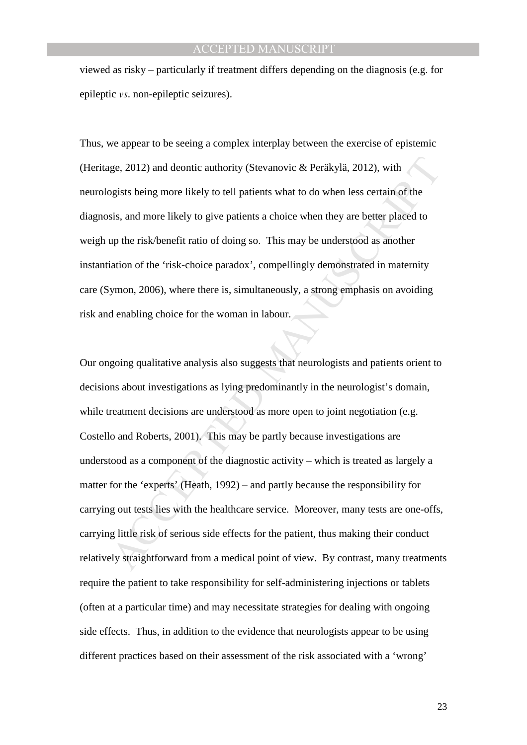viewed as risky – particularly if treatment differs depending on the diagnosis (e.g. for epileptic *vs*. non-epileptic seizures).

Thus, we appear to be seeing a complex interplay between the exercise of epistemic (Heritage, 2012) and deontic authority (Stevanovic & Peräkylä, 2012), with neurologists being more likely to tell patients what to do when less certain of the diagnosis, and more likely to give patients a choice when they are better placed to weigh up the risk/benefit ratio of doing so. This may be understood as another instantiation of the 'risk-choice paradox', compellingly demonstrated in maternity care (Symon, 2006), where there is, simultaneously, a strong emphasis on avoiding risk and enabling choice for the woman in labour.

Our ongoing qualitative analysis also suggests that neurologists and patients orient to decisions about investigations as lying predominantly in the neurologist's domain, while treatment decisions are understood as more open to joint negotiation (e.g. Costello and Roberts, 2001). This may be partly because investigations are understood as a component of the diagnostic activity – which is treated as largely a matter for the 'experts' (Heath, 1992) – and partly because the responsibility for carrying out tests lies with the healthcare service. Moreover, many tests are one-offs, carrying little risk of serious side effects for the patient, thus making their conduct relatively straightforward from a medical point of view. By contrast, many treatments require the patient to take responsibility for self-administering injections or tablets (often at a particular time) and may necessitate strategies for dealing with ongoing side effects. Thus, in addition to the evidence that neurologists appear to be using different practices based on their assessment of the risk associated with a 'wrong'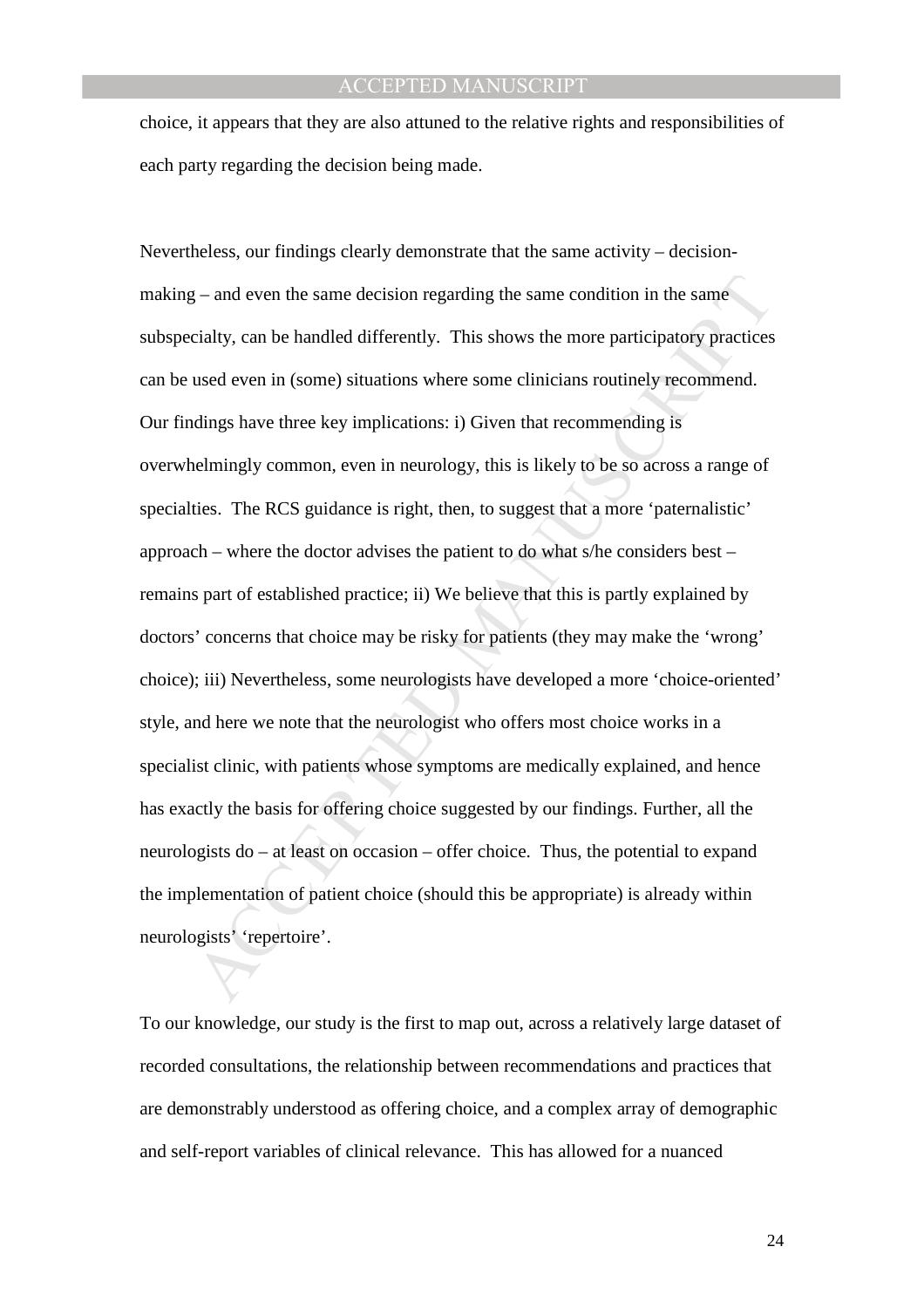choice, it appears that they are also attuned to the relative rights and responsibilities of each party regarding the decision being made.

Nevertheless, our findings clearly demonstrate that the same activity – decision-making – and even the same decision regarding the same condition in the same subspecialty, can be handled differently. This shows the more participatory practices can be used even in (some) situations where some clinicians routinely recommend. Our findings have three key implications: i) Given that recommending is overwhelmingly common, even in neurology, this is likely to be so across a range of specialties. The RCS guidance is right, then, to suggest that a more 'paternalistic' approach – where the doctor advises the patient to do what s/he considers best – remains part of established practice; ii) We believe that this is partly explained by doctors' concerns that choice may be risky for patients (they may make the 'wrong' choice); iii) Nevertheless, some neurologists have developed a more 'choice-oriented' style, and here we note that the neurologist who offers most choice works in a specialist clinic, with patients whose symptoms are medically explained, and hence has exactly the basis for offering choice suggested by our findings. Further, all the neurologists do – at least on occasion – offer choice. Thus, the potential to expand the implementation of patient choice (should this be appropriate) is already within neurologists' 'repertoire'.

To our knowledge, our study is the first to map out, across a relatively large dataset of recorded consultations, the relationship between recommendations and practices that are demonstrably understood as offering choice, and a complex array of demographic and self-report variables of clinical relevance. This has allowed for a nuanced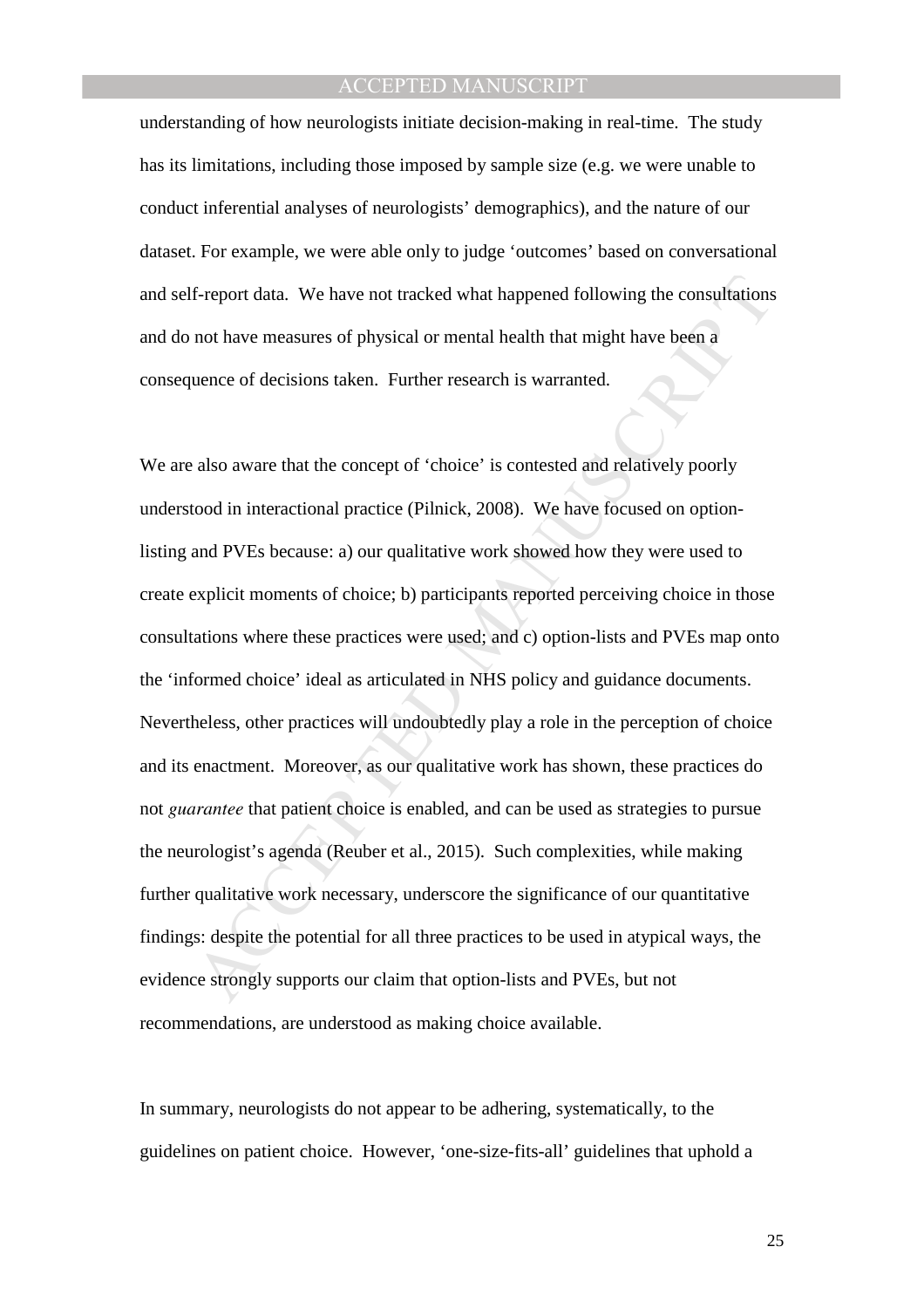understanding of how neurologists initiate decision-making in real-time. The study has its limitations, including those imposed by sample size (e.g. we were unable to conduct inferential analyses of neurologists' demographics), and the nature of our dataset. For example, we were able only to judge 'outcomes' based on conversational and self-report data. We have not tracked what happened following the consultations and do not have measures of physical or mental health that might have been a consequence of decisions taken. Further research is warranted.

We are also aware that the concept of 'choice' is contested and relatively poorly understood in interactional practice (Pilnick, 2008). We have focused on option-listing and PVEs because: a) our qualitative work showed how they were used to create explicit moments of choice; b) participants reported perceiving choice in those consultations where these practices were used; and c) option-lists and PVEs map onto the 'informed choice' ideal as articulated in NHS policy and guidance documents. Nevertheless, other practices will undoubtedly play a role in the perception of choice and its enactment. Moreover, as our qualitative work has shown, these practices do not *guarantee* that patient choice is enabled, and can be used as strategies to pursue the neurologist's agenda (Reuber et al., 2015). Such complexities, while making further qualitative work necessary, underscore the significance of our quantitative findings: despite the potential for all three practices to be used in atypical ways, the evidence strongly supports our claim that option-lists and PVEs, but not recommendations, are understood as making choice available.

In summary, neurologists do not appear to be adhering, systematically, to the guidelines on patient choice. However, 'one-size-fits-all' guidelines that uphold a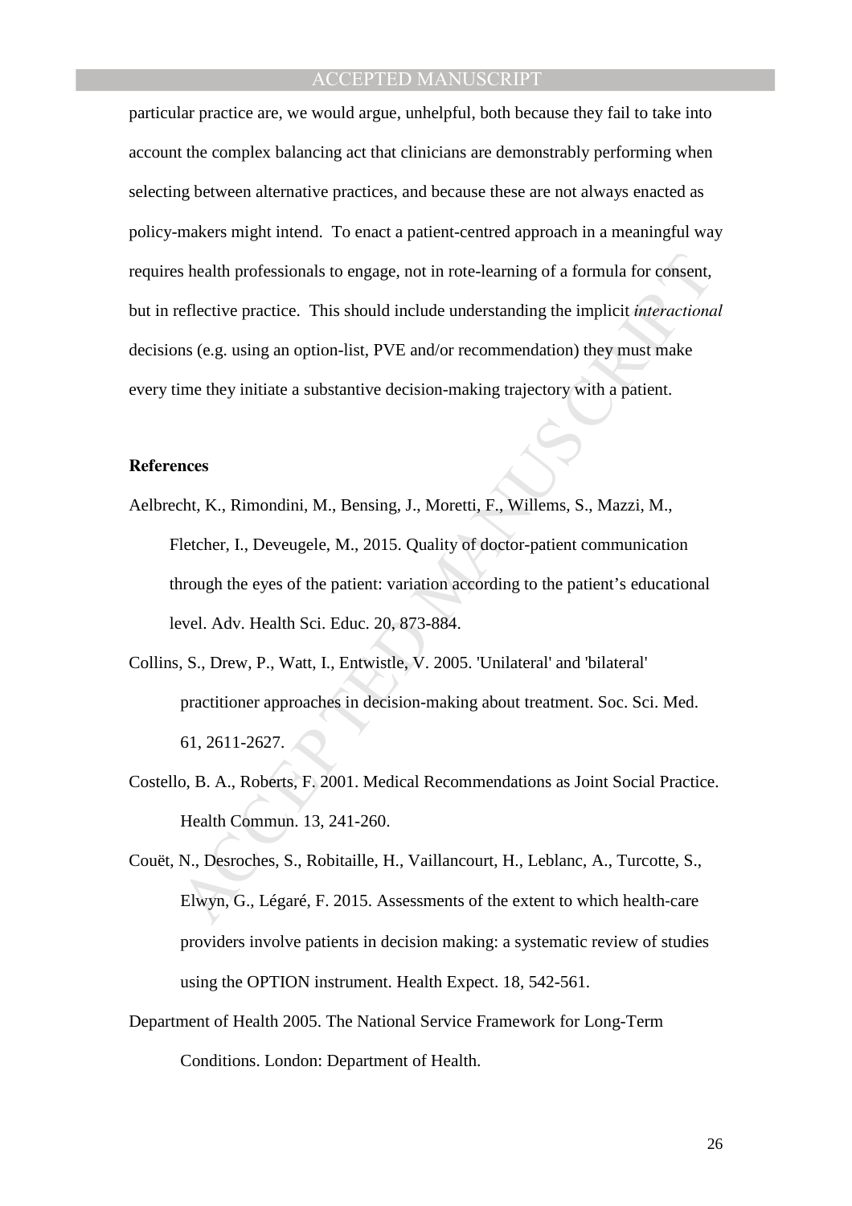particular practice are, we would argue, unhelpful, both because they fail to take into account the complex balancing act that clinicians are demonstrably performing when selecting between alternative practices, and because these are not always enacted as policy-makers might intend. To enact a patient-centred approach in a meaningful way requires health professionals to engage, not in rote-learning of a formula for consent, but in reflective practice. This should include understanding the implicit *interactional* decisions (e.g. using an option-list, PVE and/or recommendation) they must make every time they initiate a substantive decision-making trajectory with a patient.

**References**

Aelbrecht, K., Rimondini, M., Bensing, J., Moretti, F., Willems, S., Mazzi, M., Fletcher, I., Deveugele, M., 2015. Quality of doctor-patient communication through the eyes of the patient: variation according to the patient's educational level. Adv. Health Sci. Educ. 20, 873-884.

Collins, S., Drew, P., Watt, I., Entwistle, V. 2005. 'Unilateral' and 'bilateral' practitioner approaches in decision-making about treatment. Soc. Sci. Med. 61, 2611-2627.

Costello, B. A., Roberts, F. 2001. Medical Recommendations as Joint Social Practice. Health Commun. 13, 241-260.

Couët, N., Desroches, S., Robitaille, H., Vaillancourt, H., Leblanc, A., Turcotte, S., Elwyn, G., Légaré, F. 2015. Assessments of the extent to which health-care providers involve patients in decision making: a systematic review of studies using the OPTION instrument. Health Expect. 18, 542-561.

Department of Health 2005. The National Service Framework for Long-Term Conditions. London: Department of Health.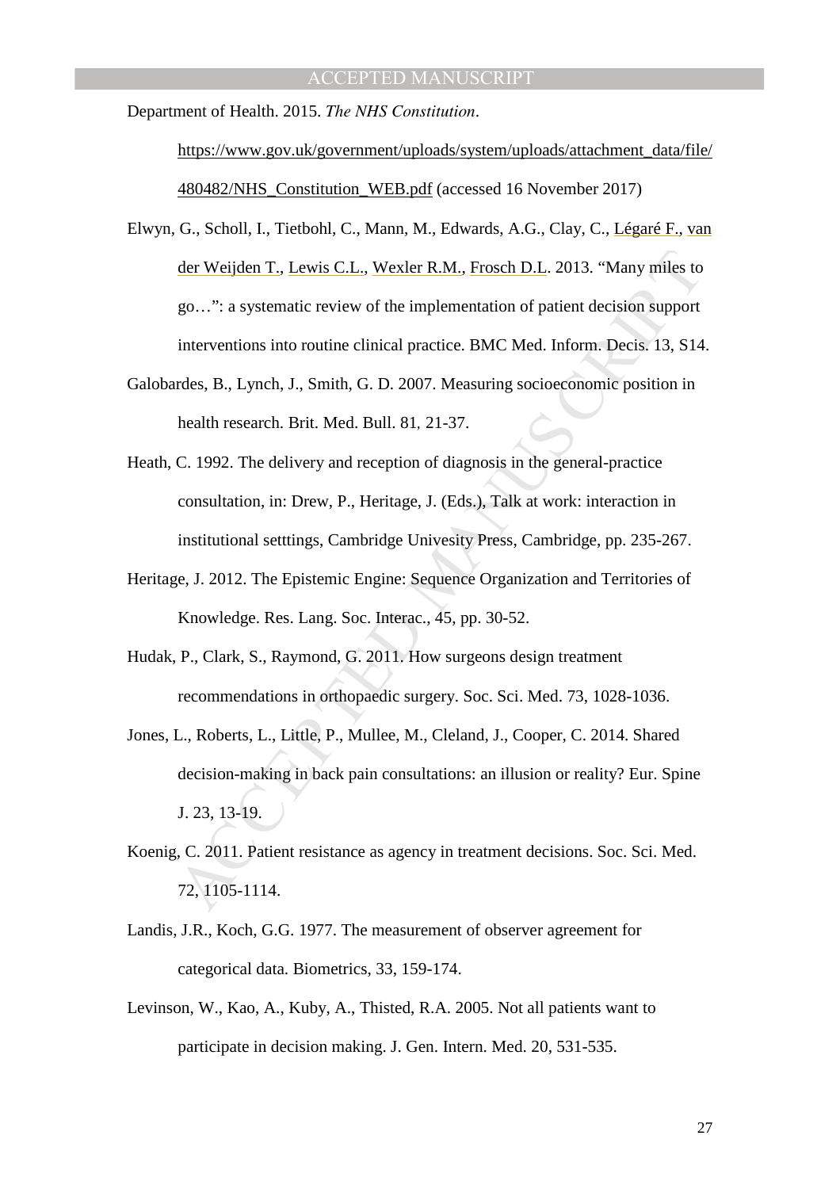Department of Health. 2015. *The NHS Constitution*. https://www.gov.uk/government/uploads/system/uploads/attachment_data/file/480482/NHS_Constitution_WEB.pdf (accessed 16 November 2017)

Elwyn, G., Scholl, I., Tietbohl, C., Mann, M., Edwards, A.G., Clay, C., Légaré F., van der Weijden T., Lewis C.L., Wexler R.M., Frosch D.L. 2013. "Many miles to go…": a systematic review of the implementation of patient decision support interventions into routine clinical practice. BMC Med. Inform. Decis. 13, S14.

Galobardes, B., Lynch, J., Smith, G. D. 2007. Measuring socioeconomic position in health research. Brit. Med. Bull. 81, 21-37.

Heath, C. 1992. The delivery and reception of diagnosis in the general-practice consultation, in: Drew, P., Heritage, J. (Eds.), Talk at work: interaction in institutional setttings, Cambridge Univesity Press, Cambridge, pp. 235-267.

Heritage, J. 2012. The Epistemic Engine: Sequence Organization and Territories of Knowledge. Res. Lang. Soc. Interac., 45, pp. 30-52.

Hudak, P., Clark, S., Raymond, G. 2011. How surgeons design treatment recommendations in orthopaedic surgery. Soc. Sci. Med. 73, 1028-1036.

Jones, L., Roberts, L., Little, P., Mullee, M., Cleland, J., Cooper, C. 2014. Shared decision-making in back pain consultations: an illusion or reality? Eur. Spine J. 23, 13-19.

Koenig, C. 2011. Patient resistance as agency in treatment decisions. Soc. Sci. Med. 72, 1105-1114.

Landis, J.R., Koch, G.G. 1977. The measurement of observer agreement for categorical data. Biometrics, 33, 159-174.

Levinson, W., Kao, A., Kuby, A., Thisted, R.A. 2005. Not all patients want to participate in decision making. J. Gen. Intern. Med. 20, 531-535.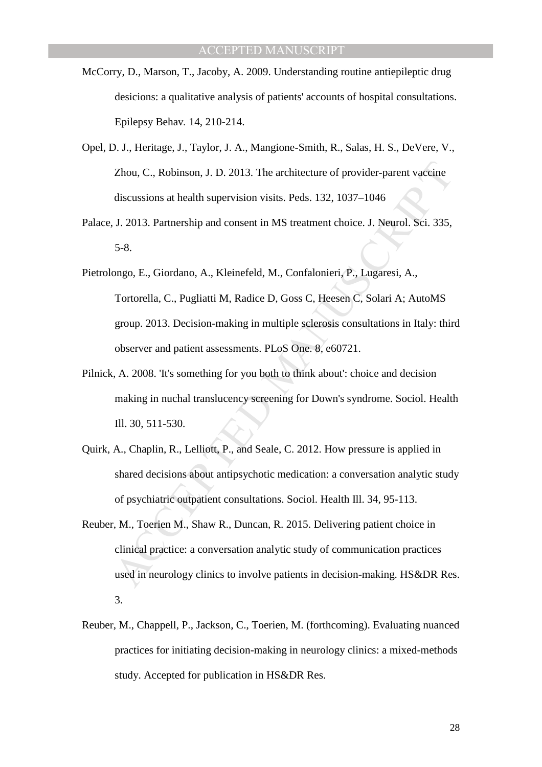McCorry, D., Marson, T., Jacoby, A. 2009. Understanding routine antiepileptic drug desicions: a qualitative analysis of patients' accounts of hospital consultations. Epilepsy Behav. 14, 210-214.

Opel, D. J., Heritage, J., Taylor, J. A., Mangione-Smith, R., Salas, H. S., DeVere, V., Zhou, C., Robinson, J. D. 2013. The architecture of provider-parent vaccine discussions at health supervision visits. Peds. 132, 1037–1046

Palace, J. 2013. Partnership and consent in MS treatment choice. J. Neurol. Sci. 335, 5-8.

Pietrolongo, E., Giordano, A., Kleinefeld, M., Confalonieri, P., Lugaresi, A., Tortorella, C., Pugliatti M, Radice D, Goss C, Heesen C, Solari A; AutoMS group. 2013. Decision-making in multiple sclerosis consultations in Italy: third observer and patient assessments. PLoS One. 8, e60721.

Pilnick, A. 2008. 'It's something for you both to think about': choice and decision making in nuchal translucency screening for Down's syndrome. Sociol. Health Ill. 30, 511-530.

Quirk, A., Chaplin, R., Lelliott, P., and Seale, C. 2012. How pressure is applied in shared decisions about antipsychotic medication: a conversation analytic study of psychiatric outpatient consultations. Sociol. Health Ill. 34, 95-113.

Reuber, M., Toerien M., Shaw R., Duncan, R. 2015. Delivering patient choice in clinical practice: a conversation analytic study of communication practices used in neurology clinics to involve patients in decision-making. HS&DR Res. 3.

Reuber, M., Chappell, P., Jackson, C., Toerien, M. (forthcoming). Evaluating nuanced practices for initiating decision-making in neurology clinics: a mixed-methods study. Accepted for publication in HS&DR Res.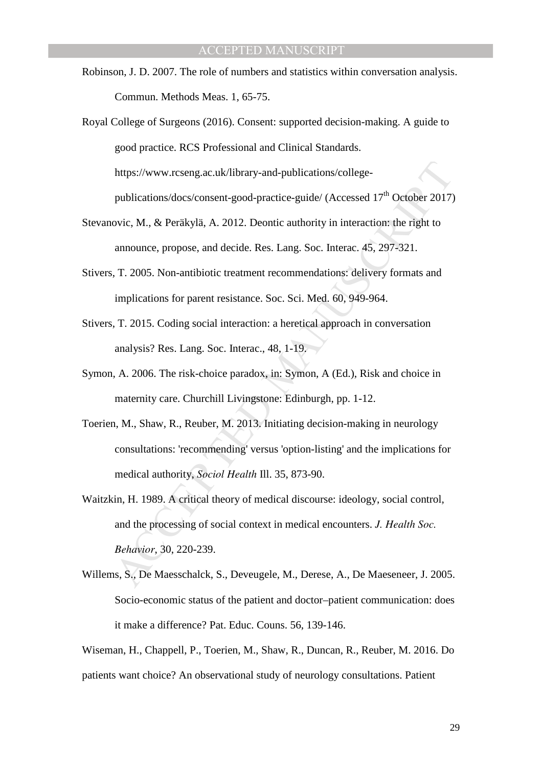Robinson, J. D. 2007. The role of numbers and statistics within conversation analysis. Commun. Methods Meas. 1, 65-75.

Royal College of Surgeons (2016). Consent: supported decision-making. A guide to good practice. RCS Professional and Clinical Standards. https://www.rcseng.ac.uk/library-and-publications/college-publications/docs/consent-good-practice-guide/ (Accessed 17th October 2017)

Stevanovic, M., & Peräkylä, A. 2012. Deontic authority in interaction: the right to announce, propose, and decide. Res. Lang. Soc. Interac. 45, 297-321.

Stivers, T. 2005. Non-antibiotic treatment recommendations: delivery formats and implications for parent resistance. Soc. Sci. Med. 60, 949-964.

Stivers, T. 2015. Coding social interaction: a heretical approach in conversation analysis? Res. Lang. Soc. Interac., 48, 1-19.

Symon, A. 2006. The risk-choice paradox, in: Symon, A (Ed.), Risk and choice in maternity care. Churchill Livingstone: Edinburgh, pp. 1-12.

Toerien, M., Shaw, R., Reuber, M. 2013. Initiating decision-making in neurology consultations: 'recommending' versus 'option-listing' and the implications for medical authority, *Sociol Health* Ill. 35, 873-90.

Waitzkin, H. 1989. A critical theory of medical discourse: ideology, social control, and the processing of social context in medical encounters. *J. Health Soc. Behavior*, 30, 220-239.

Willems, S., De Maesschalck, S., Deveugele, M., Derese, A., De Maeseneer, J. 2005. Socio-economic status of the patient and doctor–patient communication: does it make a difference? Pat. Educ. Couns. 56, 139-146.

Wiseman, H., Chappell, P., Toerien, M., Shaw, R., Duncan, R., Reuber, M. 2016. Do patients want choice? An observational study of neurology consultations. Patient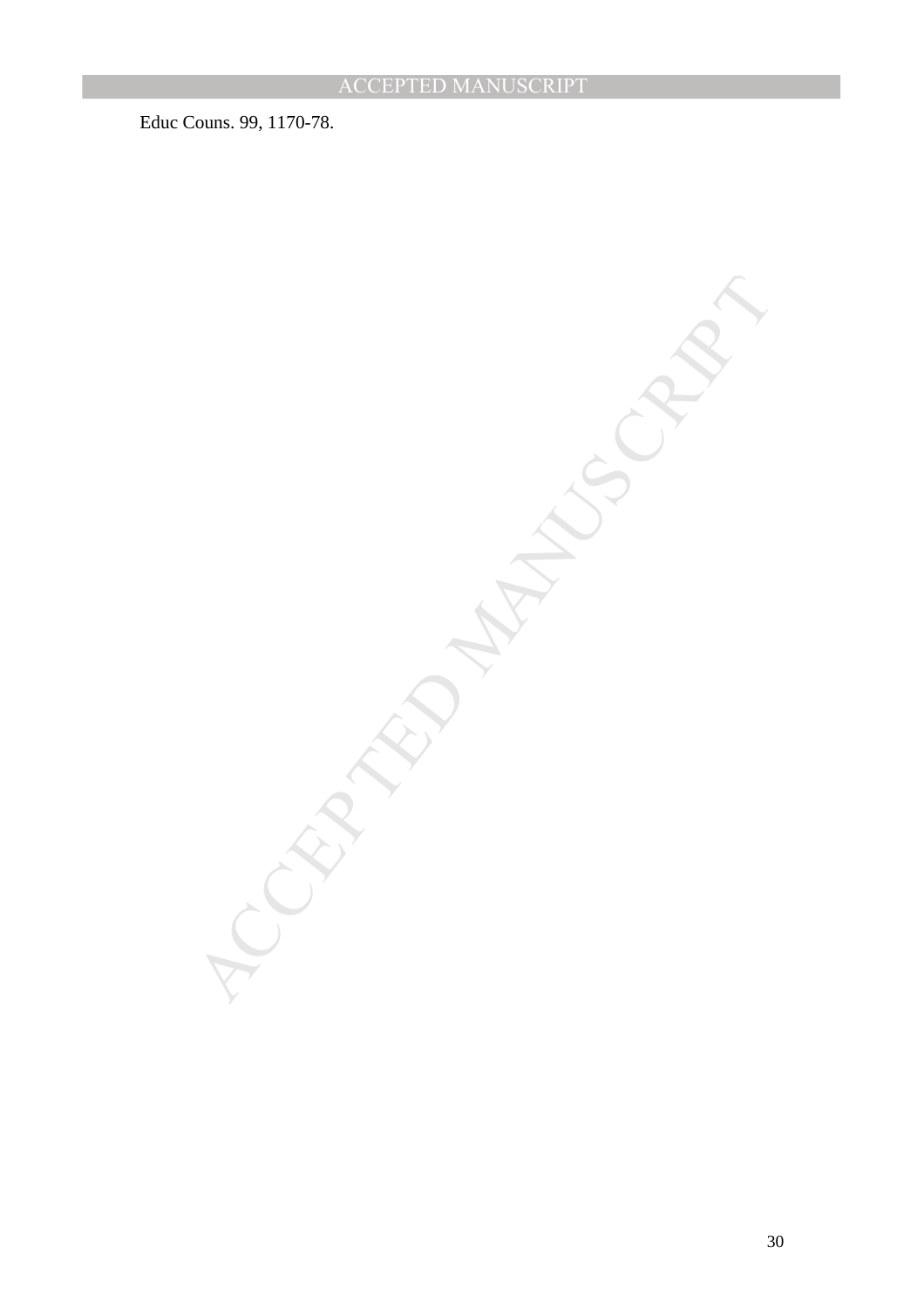Educ Couns. 99, 1170-78.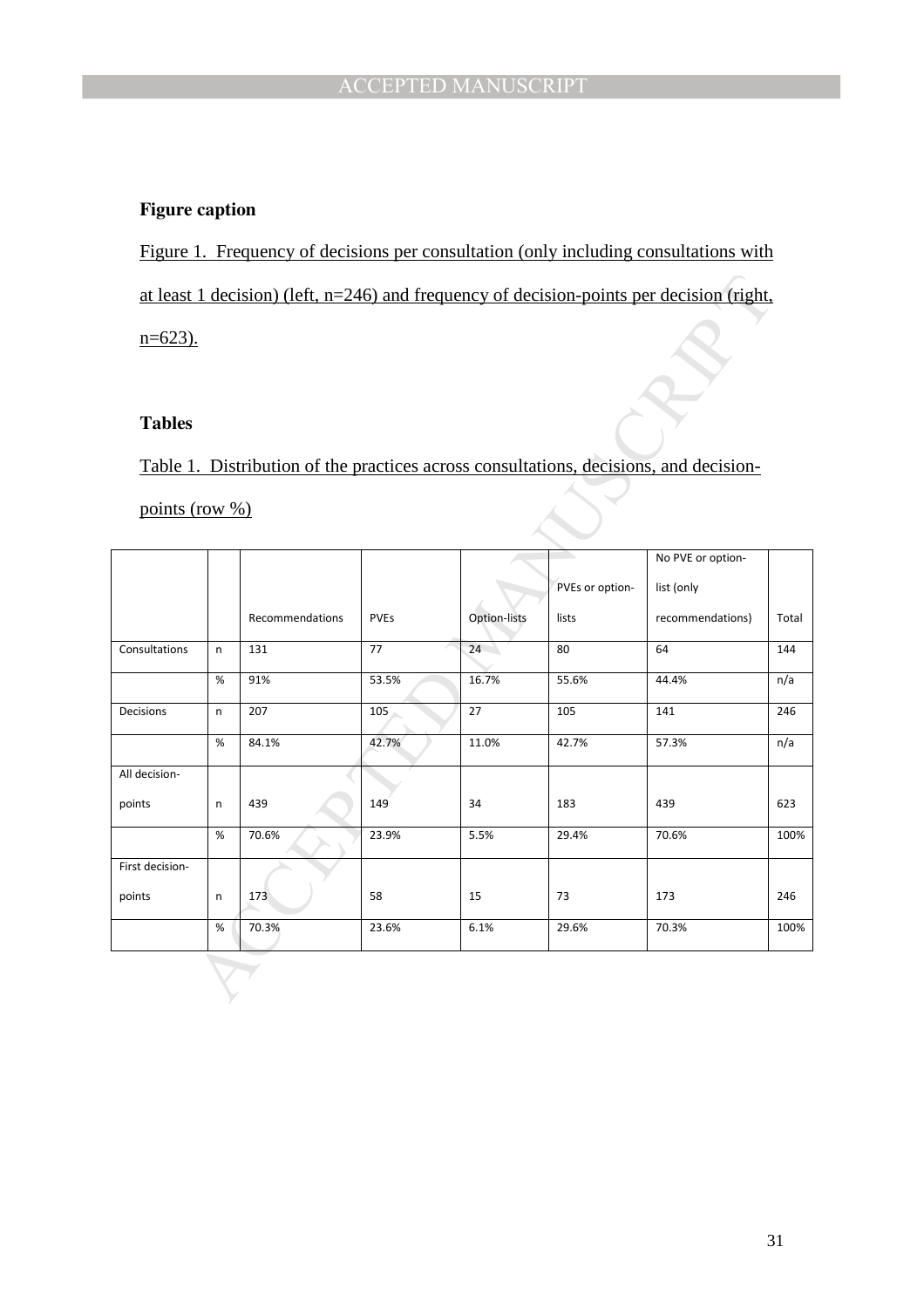**Figure caption**

Figure 1. Frequency of decisions per consultation (only including consultations with at least 1 decision) (left, n=246) and frequency of decision-points per decision (right, n=623).

**Tables**

Table 1. Distribution of the practices across consultations, decisions, and decision-points (row %)

| | | Recommendations | PVEs | Option-lists | PVEs or option-lists | No PVE or option-list (only recommendations) | Total |
|---|---|---|---|---|---|---|---|
| Consultations | n | 131 | 77 | 24 | 80 | 64 | 144 |
| | % | 91% | 53.5% | 16.7% | 55.6% | 44.4% | n/a |
| Decisions | n | 207 | 105 | 27 | 105 | 141 | 246 |
| | % | 84.1% | 42.7% | 11.0% | 42.7% | 57.3% | n/a |
| All decision-points | n | 439 | 149 | 34 | 183 | 439 | 623 |
| | % | 70.6% | 23.9% | 5.5% | 29.4% | 70.6% | 100% |
| First decision-points | n | 173 | 58 | 15 | 73 | 173 | 246 |
| | % | 70.3% | 23.6% | 6.1% | 29.6% | 70.3% | 100% |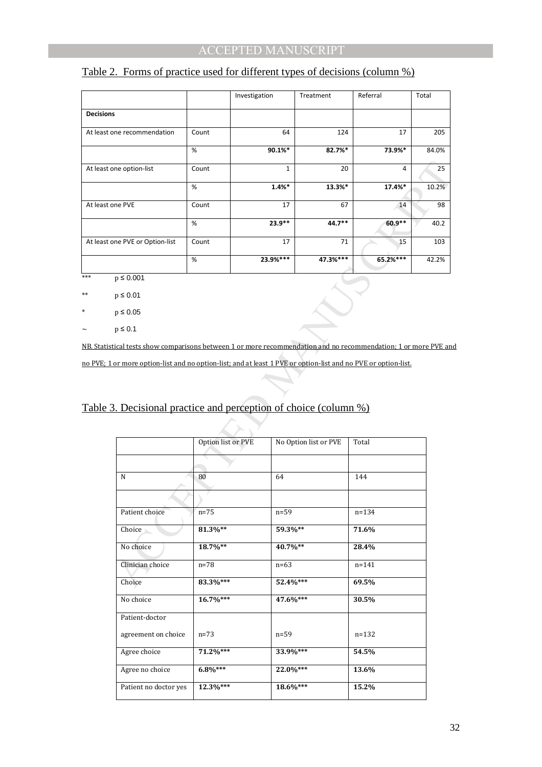## Table 2. Forms of practice used for different types of decisions (column %)

| | | Investigation | Treatment | Referral | Total |
|---|---|---|---|---|---|
| **Decisions** | | | | | |
| At least one recommendation | Count | 64 | 124 | 17 | 205 |
| | % | **90.1%*** | **82.7%*** | **73.9%*** | 84.0% |
| At least one option-list | Count | 1 | 20 | 4 | 25 |
| | % | **1.4%*** | **13.3%*** | **17.4%*** | 10.2% |
| At least one PVE | Count | 17 | 67 | 14 | 98 |
| | % | **23.9**** | **44.7**** | **60.9**** | 40.2 |
| At least one PVE or Option-list | Count | 17 | 71 | 15 | 103 |
| | % | **23.9%***** | **47.3%***** | **65.2%***** | 42.2% |

*** p ≤ 0.001

** p ≤ 0.01

* p ≤ 0.05

~ p ≤ 0.1

NB. Statistical tests show comparisons between 1 or more recommendation and no recommendation; 1 or more PVE and no PVE; 1 or more option-list and no option-list; and at least 1 PVE or option-list and no PVE or option-list.

## Table 3. Decisional practice and perception of choice (column %)

| | Option list or PVE | No Option list or PVE | Total |
|---|---|---|---|
| | | | |
| N | 80 | 64 | 144 |
| | | | |
| Patient choice | n=75 | n=59 | n=134 |
| Choice | **81.3%**** | **59.3%**** | **71.6%** |
| No choice | **18.7%**** | **40.7%**** | **28.4%** |
| Clinician choice | n=78 | n=63 | n=141 |
| Choice | **83.3%***** | **52.4%***** | **69.5%** |
| No choice | **16.7%***** | **47.6%***** | **30.5%** |
| Patient-doctor agreement on choice | n=73 | n=59 | n=132 |
| Agree choice | **71.2%***** | **33.9%***** | **54.5%** |
| Agree no choice | **6.8%***** | **22.0%***** | **13.6%** |
| Patient no doctor yes | **12.3%***** | **18.6%***** | **15.2%** |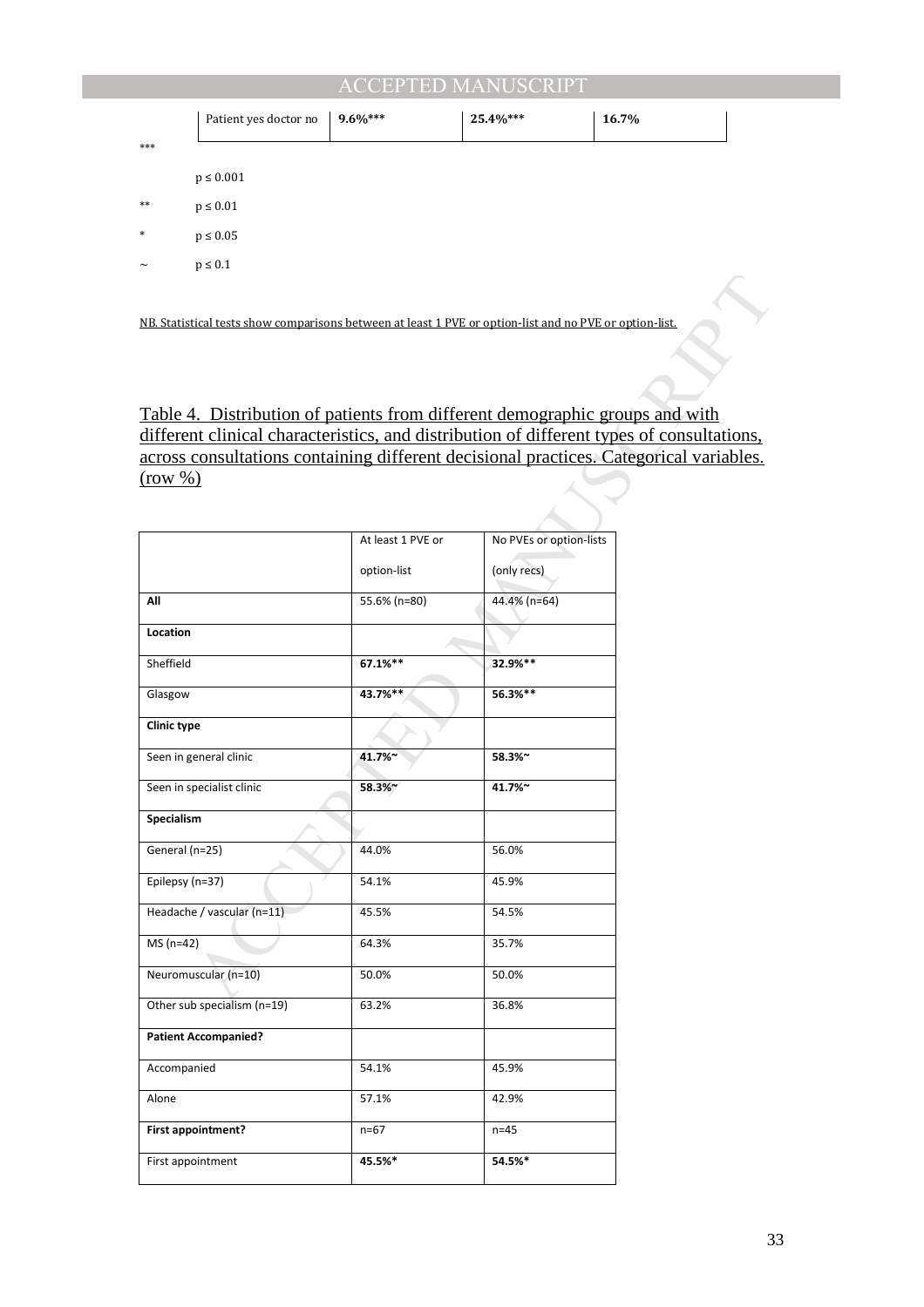| Patient yes doctor no | **9.6%*** ** | **25.4%*** ** | **16.7%** |
|---|---|---|---|

*** p ≤ 0.001

** p ≤ 0.01

* p ≤ 0.05

~ p ≤ 0.1

NB. Statistical tests show comparisons between at least 1 PVE or option-list and no PVE or option-list.

Table 4. Distribution of patients from different demographic groups and with different clinical characteristics, and distribution of different types of consultations, across consultations containing different decisional practices. Categorical variables. (row %)

| | At least 1 PVE or option-list | No PVEs or option-lists (only recs) |
|---|---|---|
| **All** | 55.6% (n=80) | 44.4% (n=64) |
| **Location** | | |
| Sheffield | **67.1%*** * | **32.9%*** * |
| Glasgow | **43.7%*** * | **56.3%*** * |
| **Clinic type** | | |
| Seen in general clinic | **41.7%~** | **58.3%~** |
| Seen in specialist clinic | **58.3%~** | **41.7%~** |
| **Specialism** | | |
| General (n=25) | 44.0% | 56.0% |
| Epilepsy (n=37) | 54.1% | 45.9% |
| Headache / vascular (n=11) | 45.5% | 54.5% |
| MS (n=42) | 64.3% | 35.7% |
| Neuromuscular (n=10) | 50.0% | 50.0% |
| Other sub specialism (n=19) | 63.2% | 36.8% |
| **Patient Accompanied?** | | |
| Accompanied | 54.1% | 45.9% |
| Alone | 57.1% | 42.9% |
| **First appointment?** | n=67 | n=45 |
| First appointment | **45.5%*** | **54.5%*** |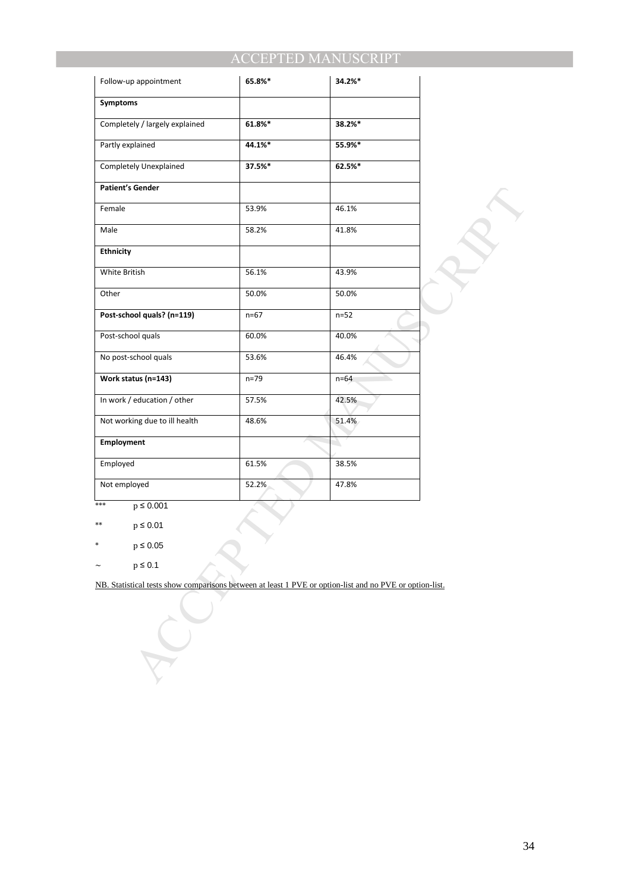| | | |
|---|---|---|
| Follow-up appointment | **65.8%*** | **34.2%*** |
| **Symptoms** | | |
| Completely / largely explained | **61.8%*** | **38.2%*** |
| Partly explained | **44.1%*** | **55.9%*** |
| Completely Unexplained | **37.5%*** | **62.5%*** |
| **Patient's Gender** | | |
| Female | 53.9% | 46.1% |
| Male | 58.2% | 41.8% |
| **Ethnicity** | | |
| White British | 56.1% | 43.9% |
| Other | 50.0% | 50.0% |
| **Post-school quals? (n=119)** | n=67 | n=52 |
| Post-school quals | 60.0% | 40.0% |
| No post-school quals | 53.6% | 46.4% |
| **Work status (n=143)** | n=79 | n=64 |
| In work / education / other | 57.5% | 42.5% |
| Not working due to ill health | 48.6% | 51.4% |
| **Employment** | | |
| Employed | 61.5% | 38.5% |
| Not employed | 52.2% | 47.8% |

*** $p \leq 0.001$

** $p \leq 0.01$

* $p \leq 0.05$

~ $p \leq 0.1$

NB. Statistical tests show comparisons between at least 1 PVE or option-list and no PVE or option-list.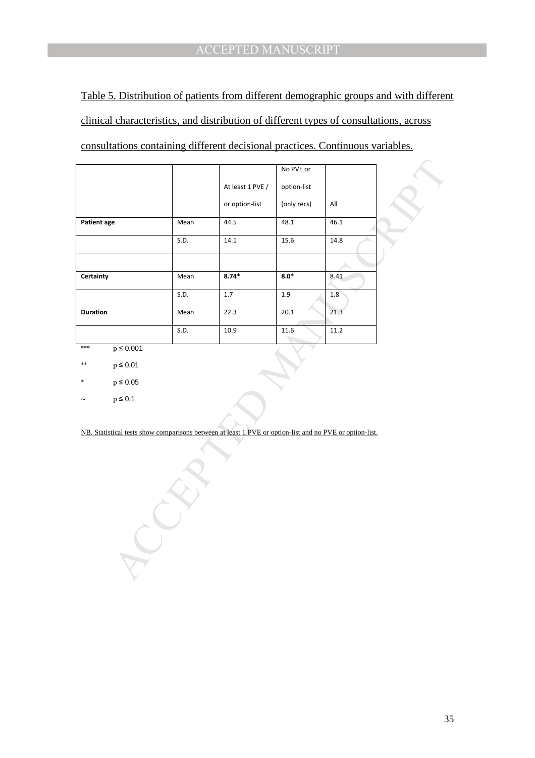Table 5. Distribution of patients from different demographic groups and with different clinical characteristics, and distribution of different types of consultations, across consultations containing different decisional practices. Continuous variables.

| | | At least 1 PVE / or option-list | No PVE or option-list (only recs) | All |
|---|---|---|---|---|
| **Patient age** | Mean | 44.5 | 48.1 | 46.1 |
| | S.D. | 14.1 | 15.6 | 14.8 |
| | | | | |
| **Certainty** | Mean | **8.74*** | **8.0*** | 8.41 |
| | S.D. | 1.7 | 1.9 | 1.8 |
| **Duration** | Mean | 22.3 | 20.1 | 21.3 |
| | S.D. | 10.9 | 11.6 | 11.2 |

*** $p \leq 0.001$

** $p \leq 0.01$

* $p \leq 0.05$

~ $p \leq 0.1$

NB. Statistical tests show comparisons between at least 1 PVE or option-list and no PVE or option-list.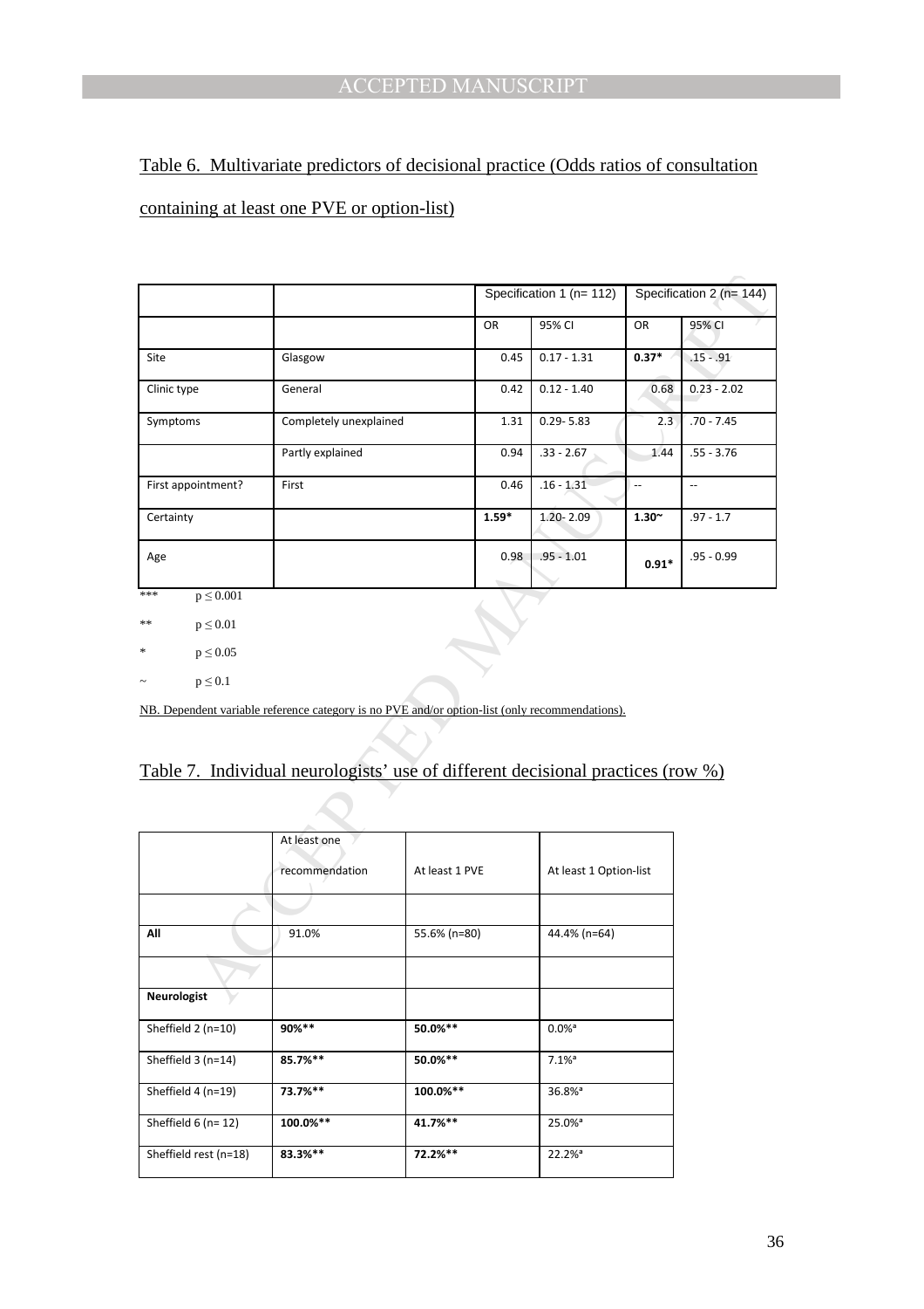Table 6. Multivariate predictors of decisional practice (Odds ratios of consultation containing at least one PVE or option-list)

| | | Specification 1 (n= 112) | | Specification 2 (n= 144) | |
|---|---|---|---|---|---|
| | | OR | 95% CI | OR | 95% CI |
| Site | Glasgow | 0.45 | 0.17 - 1.31 | **0.37*** | .15 - .91 |
| Clinic type | General | 0.42 | 0.12 - 1.40 | 0.68 | 0.23 - 2.02 |
| Symptoms | Completely unexplained | 1.31 | 0.29- 5.83 | 2.3 | .70 - 7.45 |
| | Partly explained | 0.94 | .33 - 2.67 | 1.44 | .55 - 3.76 |
| First appointment? | First | 0.46 | .16 - 1.31 | -- | -- |
| Certainty | | **1.59*** | 1.20- 2.09 | **1.30~** | .97 - 1.7 |
| Age | | 0.98 | .95 - 1.01 | **0.91*** | .95 - 0.99 |

*** $p \leq 0.001$

** $p \leq 0.01$

* $p \leq 0.05$

~ $p \leq 0.1$

NB. Dependent variable reference category is no PVE and/or option-list (only recommendations).

Table 7. Individual neurologists' use of different decisional practices (row %)

| | At least one recommendation | At least 1 PVE | At least 1 Option-list |
|---|---|---|---|
| | | | |
| **All** | 91.0% | 55.6% (n=80) | 44.4% (n=64) |
| | | | |
| **Neurologist** | | | |
| Sheffield 2 (n=10) | **90%**** | **50.0%**** | 0.0%[a] |
| Sheffield 3 (n=14) | **85.7%**** | **50.0%**** | 7.1%[a] |
| Sheffield 4 (n=19) | **73.7%**** | **100.0%**** | 36.8%[a] |
| Sheffield 6 (n= 12) | **100.0%**** | **41.7%**** | 25.0%[a] |
| Sheffield rest (n=18) | **83.3%**** | **72.2%**** | 22.2%[a] |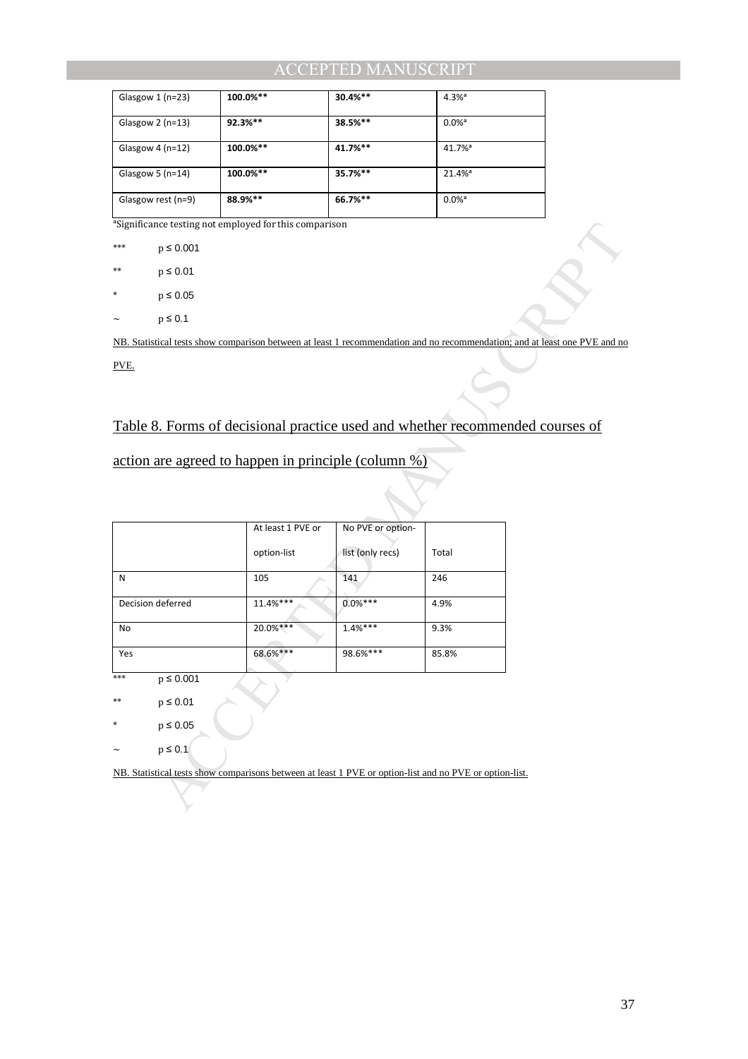| Glasgow 1 (n=23) | **100.0%**** | **30.4%**** | 4.3%[a] |
|---|---|---|---|
| Glasgow 2 (n=13) | **92.3%**** | **38.5%**** | 0.0%[a] |
| Glasgow 4 (n=12) | **100.0%**** | **41.7%**** | 41.7%[a] |
| Glasgow 5 (n=14) | **100.0%**** | **35.7%**** | 21.4%[a] |
| Glasgow rest (n=9) | **88.9%**** | **66.7%**** | 0.0%[a] |

[a]Significance testing not employed for this comparison

*** $p \leq 0.001$

** $p \leq 0.01$

* $p \leq 0.05$

~ $p \leq 0.1$

NB. Statistical tests show comparison between at least 1 recommendation and no recommendation; and at least one PVE and no PVE.

## Table 8. Forms of decisional practice used and whether recommended courses of action are agreed to happen in principle (column %)

| | At least 1 PVE or option-list | No PVE or option-list (only recs) | Total |
|---|---|---|---|
| N | 105 | 141 | 246 |
| Decision deferred | 11.4%*** | 0.0%*** | 4.9% |
| No | 20.0%*** | 1.4%*** | 9.3% |
| Yes | 68.6%*** | 98.6%*** | 85.8% |

*** $p \leq 0.001$

** $p \leq 0.01$

* $p \leq 0.05$

~ $p \leq 0.1$

NB. Statistical tests show comparisons between at least 1 PVE or option-list and no PVE or option-list.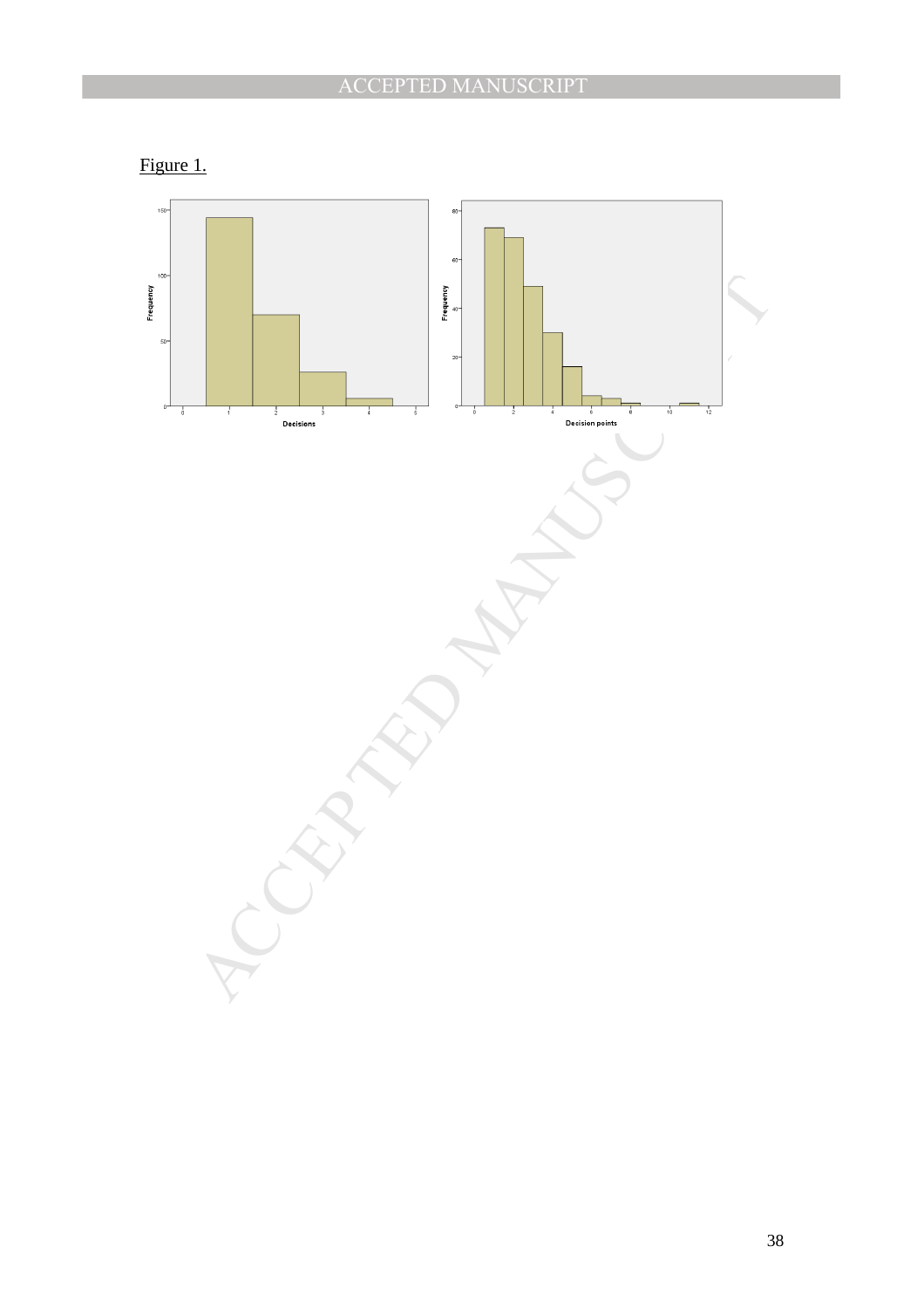Figure 1.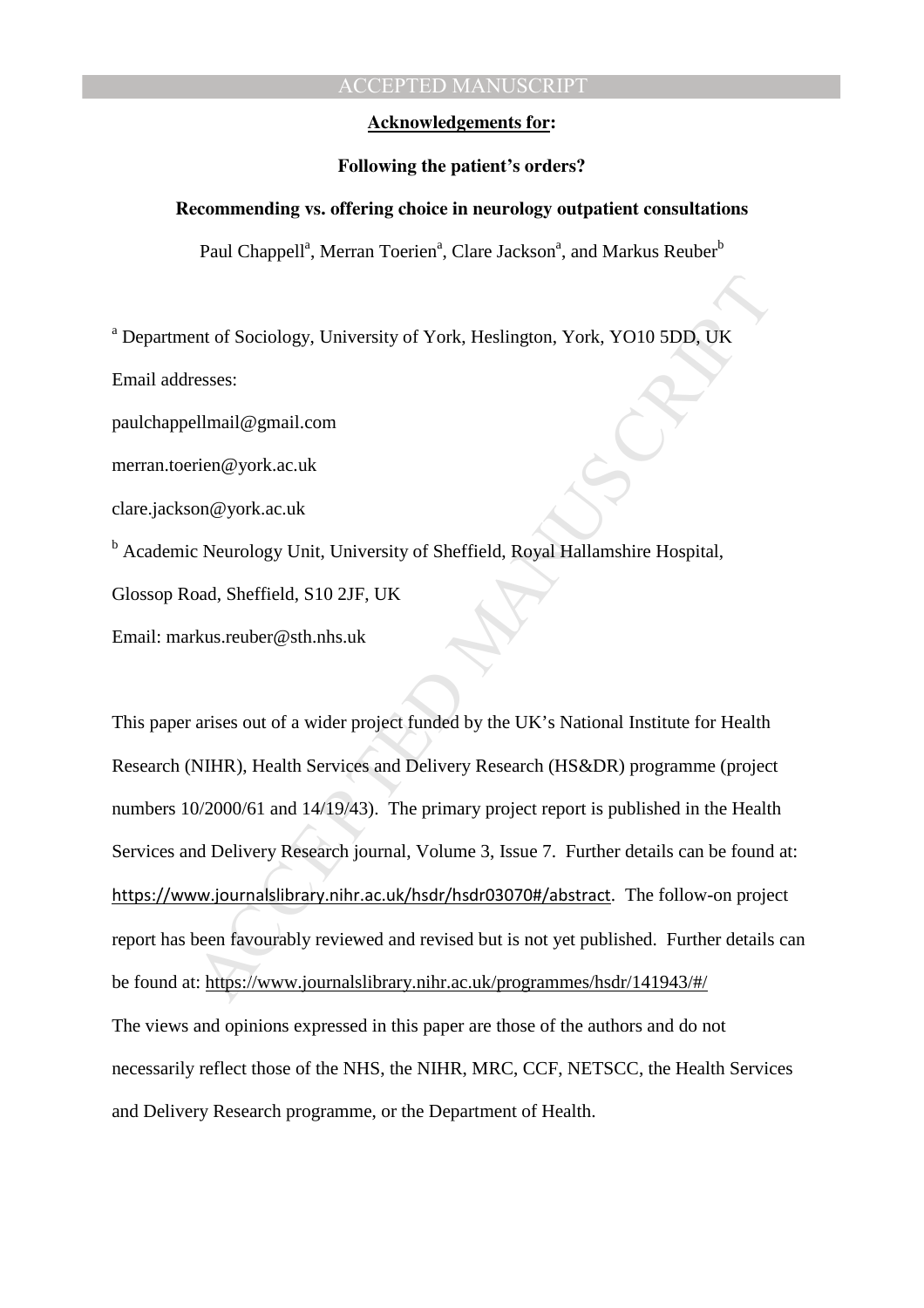**Acknowledgements for:**

**Following the patient's orders?**

**Recommending vs. offering choice in neurology outpatient consultations**

Paul Chappell[a], Merran Toerien[a], Clare Jackson[a], and Markus Reuber[b]

[a] Department of Sociology, University of York, Heslington, York, YO10 5DD, UK

Email addresses:

paulchappellmail@gmail.com

merran.toerien@york.ac.uk

clare.jackson@york.ac.uk

[b] Academic Neurology Unit, University of Sheffield, Royal Hallamshire Hospital, Glossop Road, Sheffield, S10 2JF, UK

Email: markus.reuber@sth.nhs.uk

This paper arises out of a wider project funded by the UK's National Institute for Health Research (NIHR), Health Services and Delivery Research (HS&DR) programme (project numbers 10/2000/61 and 14/19/43). The primary project report is published in the Health Services and Delivery Research journal, Volume 3, Issue 7. Further details can be found at: https://www.journalslibrary.nihr.ac.uk/hsdr/hsdr03070#/abstract. The follow-on project report has been favourably reviewed and revised but is not yet published. Further details can be found at: https://www.journalslibrary.nihr.ac.uk/programmes/hsdr/141943/#/

The views and opinions expressed in this paper are those of the authors and do not necessarily reflect those of the NHS, the NIHR, MRC, CCF, NETSCC, the Health Services and Delivery Research programme, or the Department of Health.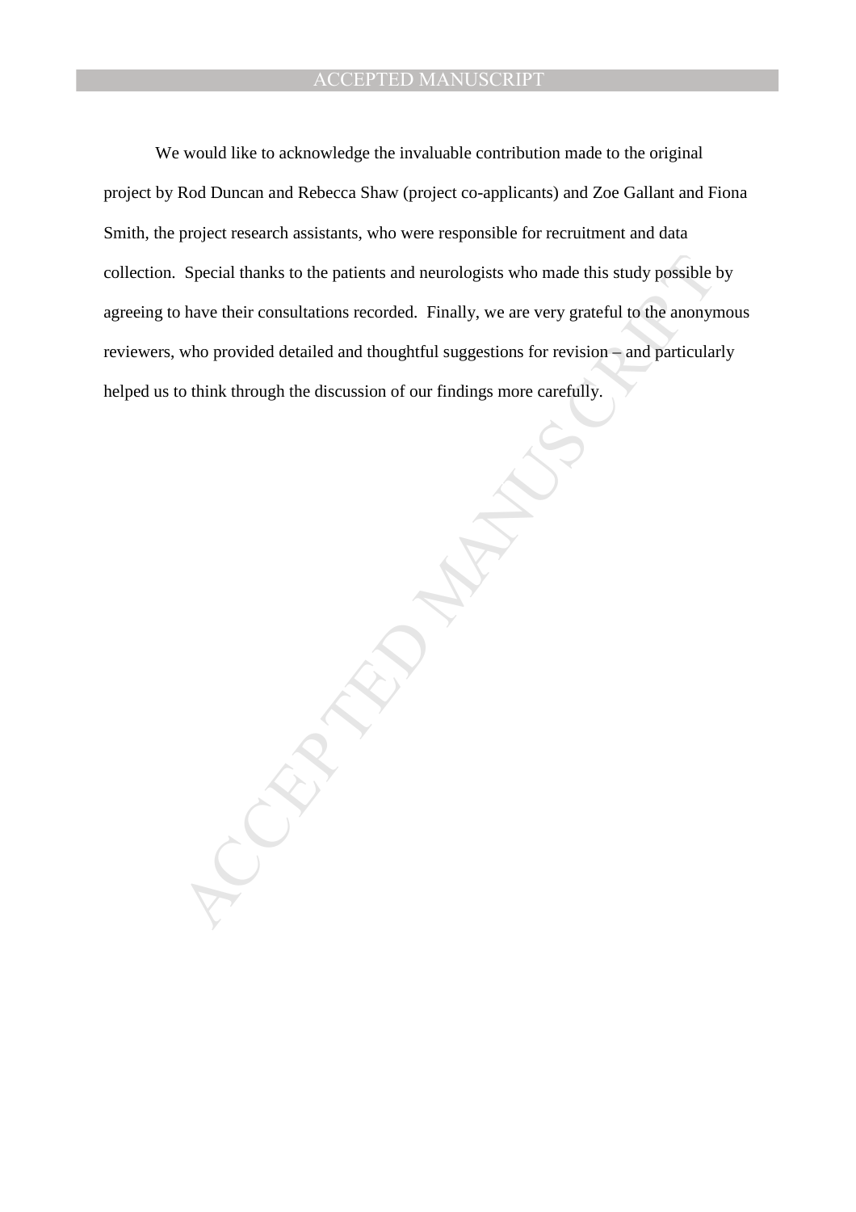We would like to acknowledge the invaluable contribution made to the original project by Rod Duncan and Rebecca Shaw (project co-applicants) and Zoe Gallant and Fiona Smith, the project research assistants, who were responsible for recruitment and data collection. Special thanks to the patients and neurologists who made this study possible by agreeing to have their consultations recorded. Finally, we are very grateful to the anonymous reviewers, who provided detailed and thoughtful suggestions for revision – and particularly helped us to think through the discussion of our findings more carefully.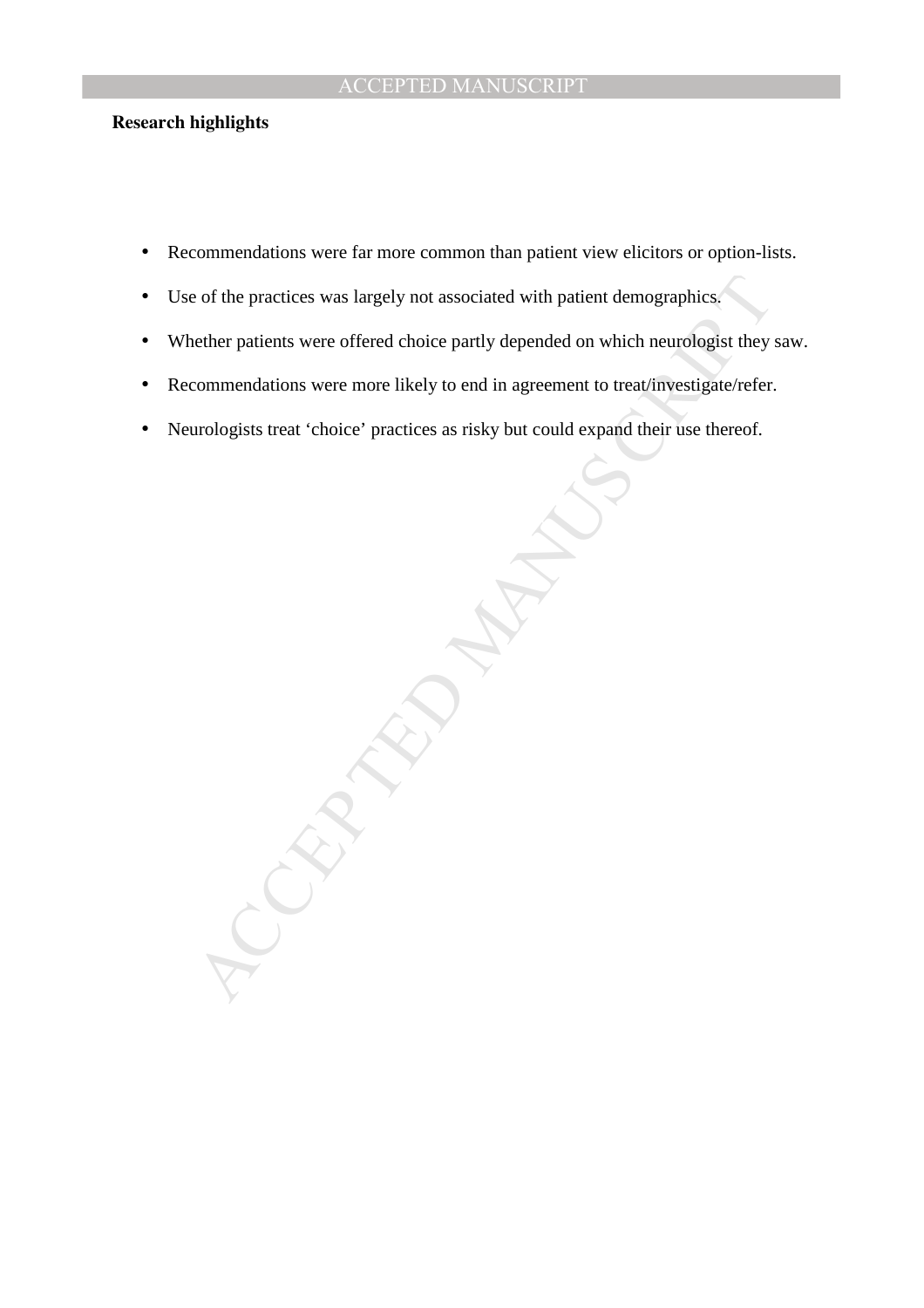**Research highlights**

- Recommendations were far more common than patient view elicitors or option-lists.
- Use of the practices was largely not associated with patient demographics.
- Whether patients were offered choice partly depended on which neurologist they saw.
- Recommendations were more likely to end in agreement to treat/investigate/refer.
- Neurologists treat ‘choice’ practices as risky but could expand their use thereof.